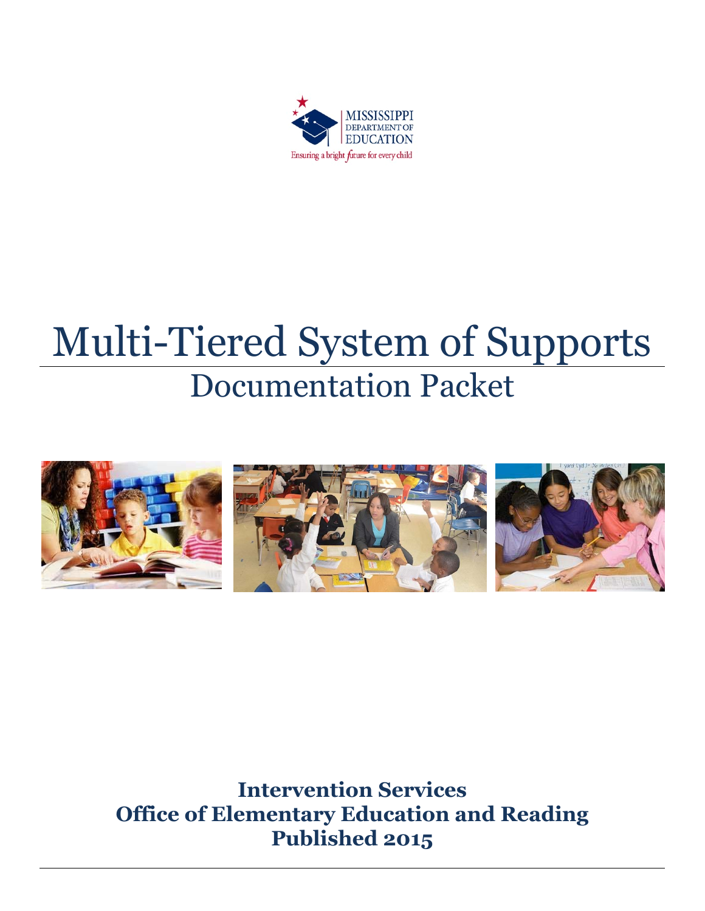MISSISSIPPI DEPARTMENT OF EDUCATION

Ensuring a bright future for every child

# Multi-Tiered System of Supports

## Documentation Packet

**Intervention Services**
**Office of Elementary Education and Reading**
**Published 2015**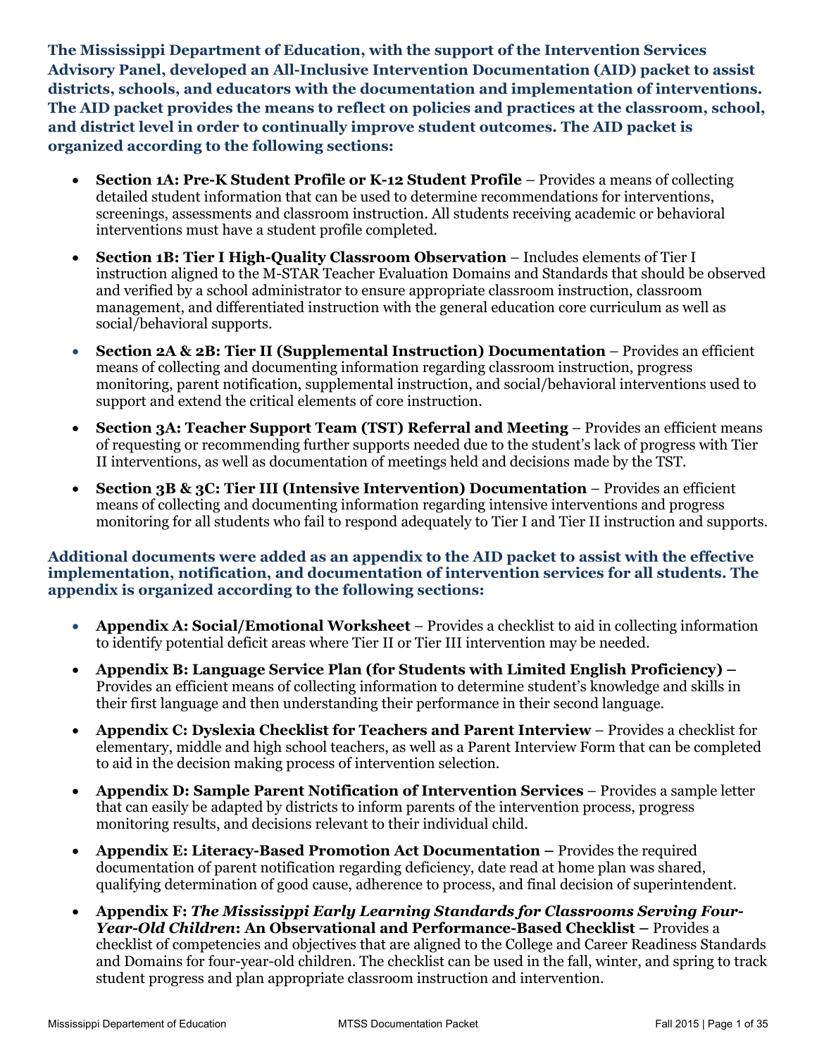**The Mississippi Department of Education, with the support of the Intervention Services Advisory Panel, developed an All-Inclusive Intervention Documentation (AID) packet to assist districts, schools, and educators with the documentation and implementation of interventions. The AID packet provides the means to reflect on policies and practices at the classroom, school, and district level in order to continually improve student outcomes. The AID packet is organized according to the following sections:**

- **Section 1A: Pre-K Student Profile or K-12 Student Profile** – Provides a means of collecting detailed student information that can be used to determine recommendations for interventions, screenings, assessments and classroom instruction. All students receiving academic or behavioral interventions must have a student profile completed.
- **Section 1B: Tier I High-Quality Classroom Observation** – Includes elements of Tier I instruction aligned to the M-STAR Teacher Evaluation Domains and Standards that should be observed and verified by a school administrator to ensure appropriate classroom instruction, classroom management, and differentiated instruction with the general education core curriculum as well as social/behavioral supports.
- **Section 2A & 2B: Tier II (Supplemental Instruction) Documentation** – Provides an efficient means of collecting and documenting information regarding classroom instruction, progress monitoring, parent notification, supplemental instruction, and social/behavioral interventions used to support and extend the critical elements of core instruction.
- **Section 3A: Teacher Support Team (TST) Referral and Meeting** – Provides an efficient means of requesting or recommending further supports needed due to the student's lack of progress with Tier II interventions, as well as documentation of meetings held and decisions made by the TST.
- **Section 3B & 3C: Tier III (Intensive Intervention) Documentation** – Provides an efficient means of collecting and documenting information regarding intensive interventions and progress monitoring for all students who fail to respond adequately to Tier I and Tier II instruction and supports.

**Additional documents were added as an appendix to the AID packet to assist with the effective implementation, notification, and documentation of intervention services for all students. The appendix is organized according to the following sections:**

- **Appendix A: Social/Emotional Worksheet** – Provides a checklist to aid in collecting information to identify potential deficit areas where Tier II or Tier III intervention may be needed.
- **Appendix B: Language Service Plan (for Students with Limited English Proficiency) –** Provides an efficient means of collecting information to determine student's knowledge and skills in their first language and then understanding their performance in their second language.
- **Appendix C: Dyslexia Checklist for Teachers and Parent Interview** – Provides a checklist for elementary, middle and high school teachers, as well as a Parent Interview Form that can be completed to aid in the decision making process of intervention selection.
- **Appendix D: Sample Parent Notification of Intervention Services** – Provides a sample letter that can easily be adapted by districts to inform parents of the intervention process, progress monitoring results, and decisions relevant to their individual child.
- **Appendix E: Literacy-Based Promotion Act Documentation –** Provides the required documentation of parent notification regarding deficiency, date read at home plan was shared, qualifying determination of good cause, adherence to process, and final decision of superintendent.
- **Appendix F: *The Mississippi Early Learning Standards for Classrooms Serving Four-Year-Old Children*: An Observational and Performance-Based Checklist –** Provides a checklist of competencies and objectives that are aligned to the College and Career Readiness Standards and Domains for four-year-old children. The checklist can be used in the fall, winter, and spring to track student progress and plan appropriate classroom instruction and intervention.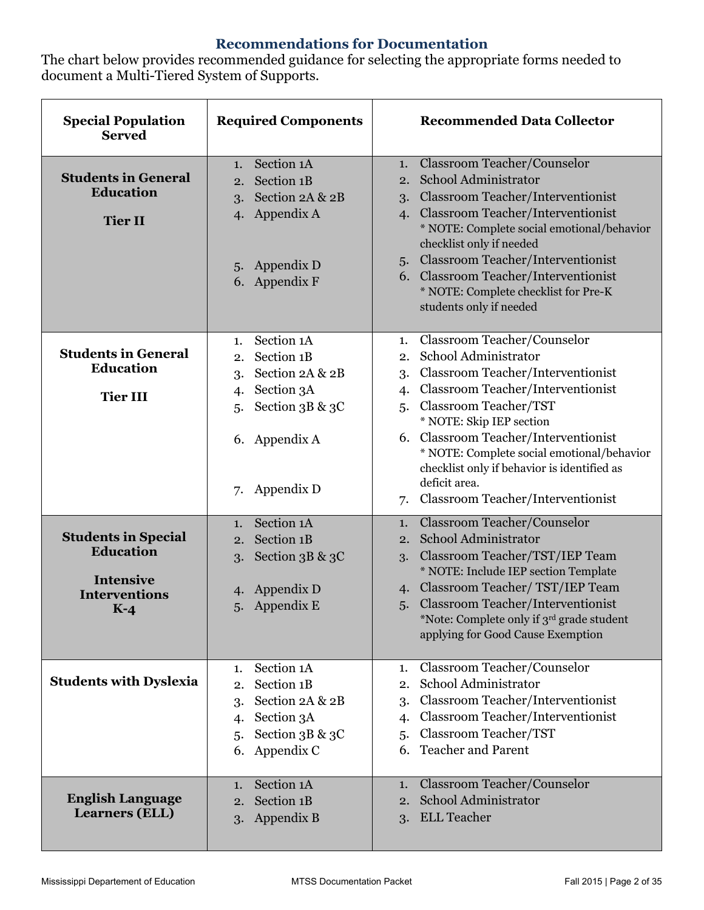## Recommendations for Documentation

The chart below provides recommended guidance for selecting the appropriate forms needed to document a Multi-Tiered System of Supports.

| Special Population Served | Required Components | Recommended Data Collector |
|---|---|---|
| **Students in General Education**<br><br>**Tier II** | 1. Section 1A<br>2. Section 1B<br>3. Section 2A & 2B<br>4. Appendix A<br>5. Appendix D<br>6. Appendix F | 1. Classroom Teacher/Counselor<br>2. School Administrator<br>3. Classroom Teacher/Interventionist<br>4. Classroom Teacher/Interventionist<br>* NOTE: Complete social emotional/behavior checklist only if needed<br>5. Classroom Teacher/Interventionist<br>6. Classroom Teacher/Interventionist<br>* NOTE: Complete checklist for Pre-K students only if needed |
| **Students in General Education**<br><br>**Tier III** | 1. Section 1A<br>2. Section 1B<br>3. Section 2A & 2B<br>4. Section 3A<br>5. Section 3B & 3C<br>6. Appendix A<br>7. Appendix D | 1. Classroom Teacher/Counselor<br>2. School Administrator<br>3. Classroom Teacher/Interventionist<br>4. Classroom Teacher/Interventionist<br>5. Classroom Teacher/TST<br>* NOTE: Skip IEP section<br>6. Classroom Teacher/Interventionist<br>* NOTE: Complete social emotional/behavior checklist only if behavior is identified as deficit area.<br>7. Classroom Teacher/Interventionist |
| **Students in Special Education**<br><br>**Intensive Interventions K-4** | 1. Section 1A<br>2. Section 1B<br>3. Section 3B & 3C<br>4. Appendix D<br>5. Appendix E | 1. Classroom Teacher/Counselor<br>2. School Administrator<br>3. Classroom Teacher/TST/IEP Team<br>* NOTE: Include IEP section Template<br>4. Classroom Teacher/ TST/IEP Team<br>5. Classroom Teacher/Interventionist<br>*Note: Complete only if 3rd grade student applying for Good Cause Exemption |
| **Students with Dyslexia** | 1. Section 1A<br>2. Section 1B<br>3. Section 2A & 2B<br>4. Section 3A<br>5. Section 3B & 3C<br>6. Appendix C | 1. Classroom Teacher/Counselor<br>2. School Administrator<br>3. Classroom Teacher/Interventionist<br>4. Classroom Teacher/Interventionist<br>5. Classroom Teacher/TST<br>6. Teacher and Parent |
| **English Language Learners (ELL)** | 1. Section 1A<br>2. Section 1B<br>3. Appendix B | 1. Classroom Teacher/Counselor<br>2. School Administrator<br>3. ELL Teacher |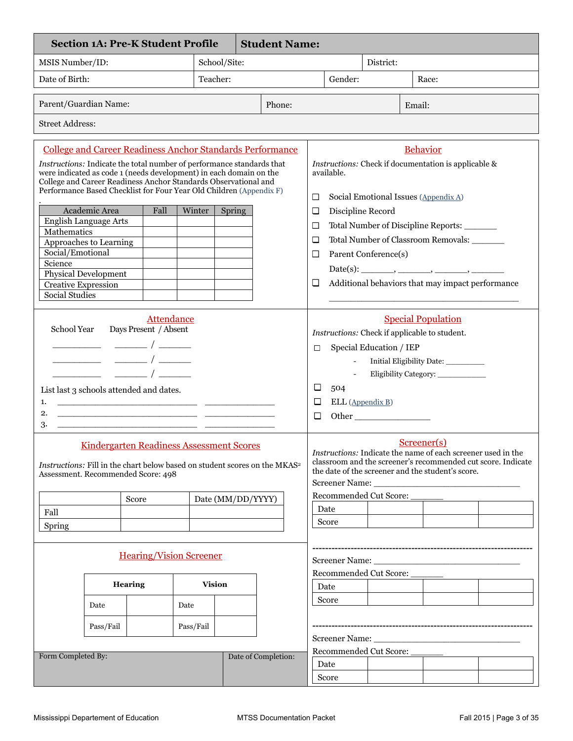## Section 1A: Pre-K Student Profile

**Student Name:**

| MSIS Number/ID: | School/Site: | District: | |
|---|---|---|---|
| Date of Birth: | Teacher: | Gender: | Race: |

| Parent/Guardian Name: | Phone: | Email: |
|---|---|---|
| Street Address: | | |

### College and Career Readiness Anchor Standards Performance

*Instructions:* Indicate the total number of performance standards that were indicated as code 1 (needs development) in each domain on the College and Career Readiness Anchor Standards Observational and Performance Based Checklist for Four Year Old Children (Appendix F)

.

| Academic Area | Fall | Winter | Spring |
|---|---|---|---|
| English Language Arts | | | |
| Mathematics | | | |
| Approaches to Learning | | | |
| Social/Emotional | | | |
| Science | | | |
| Physical Development | | | |
| Creative Expression | | | |
| Social Studies | | | |

### Behavior

*Instructions:* Check if documentation is applicable & available.

- ☐ Social Emotional Issues (Appendix A)
- ☐ Discipline Record
- ☐ Total Number of Discipline Reports: _______
- ☐ Total Number of Classroom Removals: _______
- ☐ Parent Conference(s)

  Date(s): _______, _______, _______, _______
- ☐ Additional behaviors that may impact performance

  ________________________________________

### Attendance

School Year Days Present / Absent

__________ _______ / _______

__________ _______ / _______

__________ _______ / _______

List last 3 schools attended and dates.

1. ______________________________ _______________
2. ______________________________ _______________
3. ______________________________ _______________

### Special Population

*Instructions:* Check if applicable to student.

- ☐ Special Education / IEP
  - Initial Eligibility Date: _________
  - Eligibility Category: ___________
- ☐ 504
- ☐ ELL (Appendix B)
- ☐ Other ________________

### Kindergarten Readiness Assessment Scores

*Instructions:* Fill in the chart below based on student scores on the MKAS² Assessment. Recommended Score: 498

| | Score | Date (MM/DD/YYYY) |
|---|---|---|
| Fall | | |
| Spring | | |

### Screener(s)

*Instructions:* Indicate the name of each screener used in the classroom and the screener's recommended cut score. Indicate the date of the screener and the student's score.

Screener Name: ______________________________

Recommended Cut Score: _______

| Date | | | |
|---|---|---|---|
| Score | | | |

---

Screener Name: ______________________________

Recommended Cut Score: _______

| Date | | | |
|---|---|---|---|
| Score | | | |

---

Screener Name: ______________________________

Recommended Cut Score: _______

| Date | | | |
|---|---|---|---|
| Score | | | |

### Hearing/Vision Screener

| **Hearing** | | **Vision** | |
|---|---|---|---|
| Date | | Date | |
| Pass/Fail | | Pass/Fail | |

| Form Completed By: | Date of Completion: |
|---|---|
| | |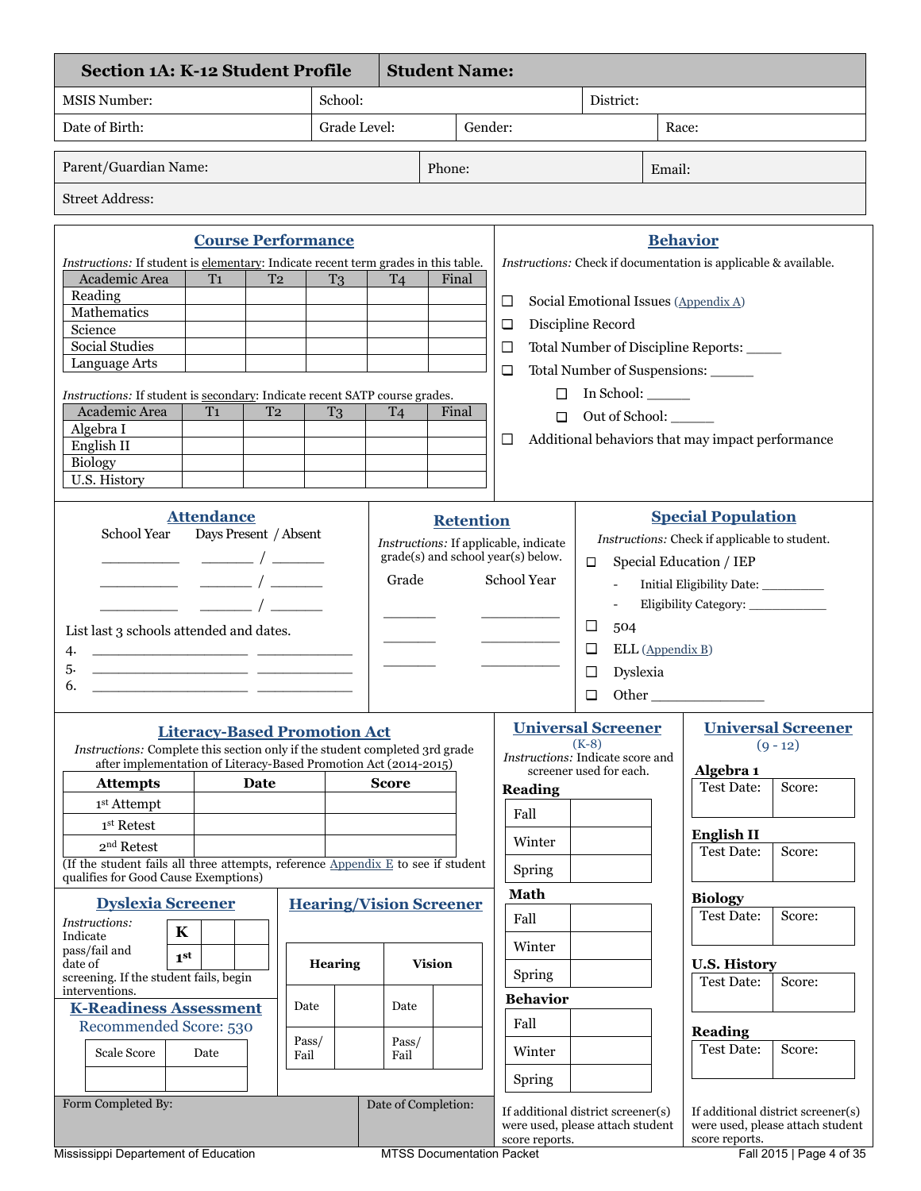| Section 1A: K-12 Student Profile | Student Name: | | |
|---|---|---|---|
| MSIS Number: | School: | District: | |
| Date of Birth: | Grade Level: | Gender: | Race: |

| Parent/Guardian Name: | Phone: | Email: |
|---|---|---|
| Street Address: | | |

## Course Performance

*Instructions:* If student is elementary: Indicate recent term grades in this table.

| Academic Area | T1 | T2 | T3 | T4 | Final |
|---|---|---|---|---|---|
| Reading | | | | | |
| Mathematics | | | | | |
| Science | | | | | |
| Social Studies | | | | | |
| Language Arts | | | | | |

*Instructions:* If student is secondary: Indicate recent SATP course grades.

| Academic Area | T1 | T2 | T3 | T4 | Final |
|---|---|---|---|---|---|
| Algebra I | | | | | |
| English II | | | | | |
| Biology | | | | | |
| U.S. History | | | | | |

## Behavior

*Instructions:* Check if documentation is applicable & available.

- ☐ Social Emotional Issues (Appendix A)
- ☐ Discipline Record
- ☐ Total Number of Discipline Reports: _____
- ☐ Total Number of Suspensions: ______
  - ☐ In School: ______
  - ☐ Out of School: ______
- ☐ Additional behaviors that may impact performance

## Attendance

| School Year | Days Present / Absent |
|---|---|
| __________ | _______ / _______ |
| __________ | _______ / _______ |
| __________ | _______ / _______ |

List last 3 schools attended and dates.

4. ____________________ ____________
5. ____________________ ____________
6. ____________________ ____________

## Retention

*Instructions:* If applicable, indicate grade(s) and school year(s) below.

| Grade | School Year |
|---|---|
| _______ | __________ |
| _______ | __________ |
| _______ | __________ |

## Special Population

*Instructions:* Check if applicable to student.

- ☐ Special Education / IEP
  - Initial Eligibility Date: _________
  - Eligibility Category: ___________
- ☐ 504
- ☐ ELL (Appendix B)
- ☐ Dyslexia
- ☐ Other _______________

## Literacy-Based Promotion Act

*Instructions:* Complete this section only if the student completed 3rd grade after implementation of Literacy-Based Promotion Act (2014-2015)

| Attempts | Date | Score |
|---|---|---|
| 1st Attempt | | |
| 1st Retest | | |
| 2nd Retest | | |

(If the student fails all three attempts, reference Appendix E to see if student qualifies for Good Cause Exemptions)

## Universal Screener (K-8)

*Instructions:* Indicate score and screener used for each.

**Reading**

| Fall | |
|---|---|
| Winter | |
| Spring | |

**Math**

| Fall | |
|---|---|
| Winter | |
| Spring | |

**Behavior**

| Fall | |
|---|---|
| Winter | |
| Spring | |

If additional district screener(s) were used, please attach student score reports.

## Universal Screener (9 - 12)

**Algebra 1**

| Test Date: | Score: |
|---|---|

**English II**

| Test Date: | Score: |
|---|---|

**Biology**

| Test Date: | Score: |
|---|---|

**U.S. History**

| Test Date: | Score: |
|---|---|

**Reading**

| Test Date: | Score: |
|---|---|

If additional district screener(s) were used, please attach student score reports.

## Dyslexia Screener

*Instructions:* Indicate pass/fail and date of screening. If the student fails, begin interventions.

| K | | |
|---|---|---|
| 1st | | |

## Hearing/Vision Screener

| Hearing | | Vision | |
|---|---|---|---|
| Date | | Date | |
| Pass/ Fail | | Pass/ Fail | |

## K-Readiness Assessment

Recommended Score: 530

| Scale Score | Date |
|---|---|
| | |

| Form Completed By: | Date of Completion: |
|---|---|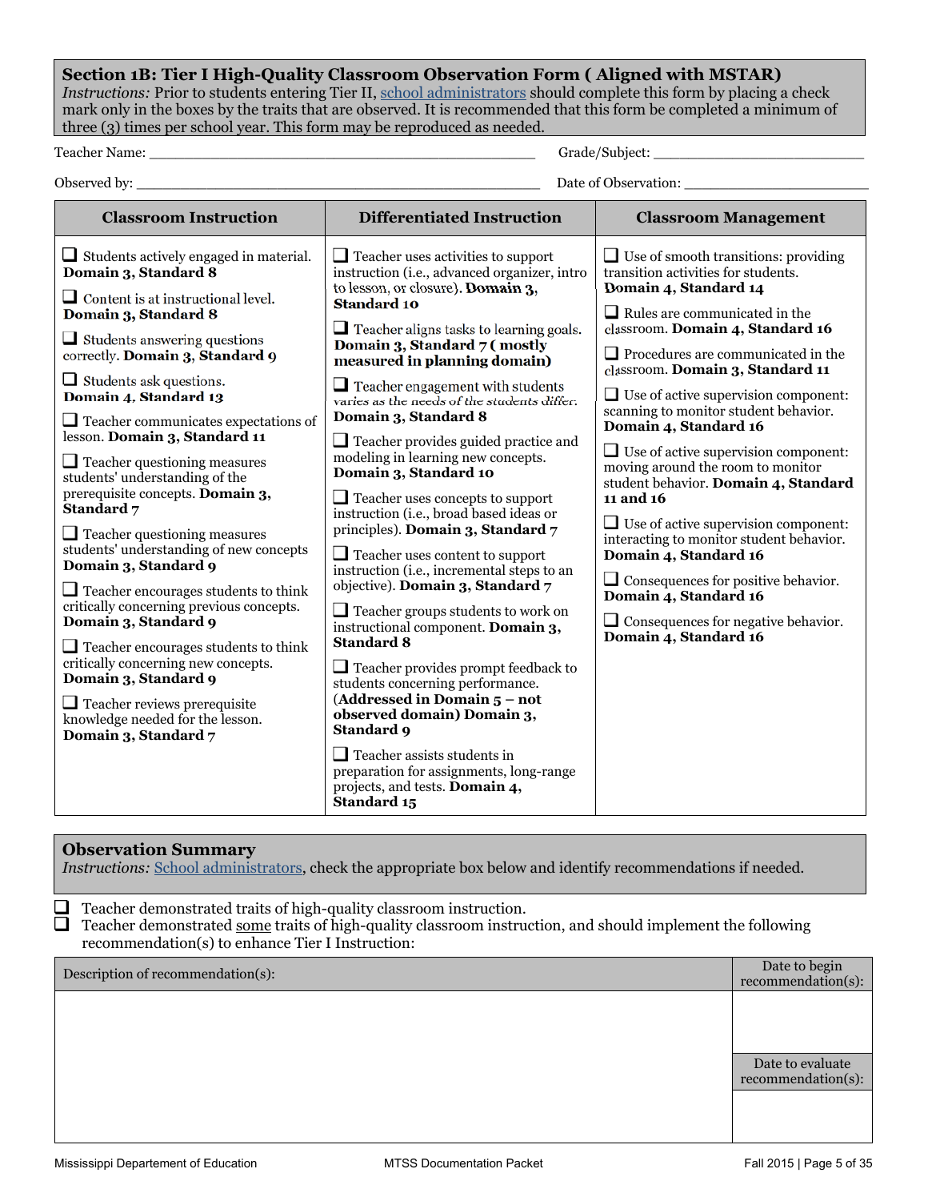## Section 1B: Tier I High-Quality Classroom Observation Form ( Aligned with MSTAR)

*Instructions:* Prior to students entering Tier II, school administrators should complete this form by placing a check mark only in the boxes by the traits that are observed. It is recommended that this form be completed a minimum of three (3) times per school year. This form may be reproduced as needed.

Teacher Name: ______________________________ Grade/Subject: ____________________

Observed by: ______________________________ Date of Observation: ____________________

| Classroom Instruction | Differentiated Instruction | Classroom Management |
|---|---|---|
| ❑ Students actively engaged in material. **Domain 3, Standard 8**<br><br>❑ Content is at instructional level. **Domain 3, Standard 8**<br><br>❑ Students answering questions correctly. **Domain 3, Standard 9**<br><br>❑ Students ask questions. **Domain 4, Standard 13**<br><br>❑ Teacher communicates expectations of lesson. **Domain 3, Standard 11**<br><br>❑ Teacher questioning measures students' understanding of the prerequisite concepts. **Domain 3, Standard 7**<br><br>❑ Teacher questioning measures students' understanding of new concepts **Domain 3, Standard 9**<br><br>❑ Teacher encourages students to think critically concerning previous concepts. **Domain 3, Standard 9**<br><br>❑ Teacher encourages students to think critically concerning new concepts. **Domain 3, Standard 9**<br><br>❑ Teacher reviews prerequisite knowledge needed for the lesson. **Domain 3, Standard 7** | ❑ Teacher uses activities to support instruction (i.e., advanced organizer, intro to lesson, or closure). **Domain 3, Standard 10**<br><br>❑ Teacher aligns tasks to learning goals. **Domain 3, Standard 7 ( mostly measured in planning domain)**<br><br>❑ Teacher engagement with students varies as the needs of the students differ. **Domain 3, Standard 8**<br><br>❑ Teacher provides guided practice and modeling in learning new concepts. **Domain 3, Standard 10**<br><br>❑ Teacher uses concepts to support instruction (i.e., broad based ideas or principles). **Domain 3, Standard 7**<br><br>❑ Teacher uses content to support instruction (i.e., incremental steps to an objective). **Domain 3, Standard 7**<br><br>❑ Teacher groups students to work on instructional component. **Domain 3, Standard 8**<br><br>❑ Teacher provides prompt feedback to students concerning performance. **(Addressed in Domain 5 – not observed domain) Domain 3, Standard 9**<br><br>❑ Teacher assists students in preparation for assignments, long-range projects, and tests. **Domain 4, Standard 15** | ❑ Use of smooth transitions: providing transition activities for students. **Domain 4, Standard 14**<br><br>❑ Rules are communicated in the classroom. **Domain 4, Standard 16**<br><br>❑ Procedures are communicated in the classroom. **Domain 3, Standard 11**<br><br>❑ Use of active supervision component: scanning to monitor student behavior. **Domain 4, Standard 16**<br><br>❑ Use of active supervision component: moving around the room to monitor student behavior. **Domain 4, Standard 11 and 16**<br><br>❑ Use of active supervision component: interacting to monitor student behavior. **Domain 4, Standard 16**<br><br>❑ Consequences for positive behavior. **Domain 4, Standard 16**<br><br>❑ Consequences for negative behavior. **Domain 4, Standard 16** |

## Observation Summary

*Instructions:* School administrators, check the appropriate box below and identify recommendations if needed.

❑ Teacher demonstrated traits of high-quality classroom instruction.
❑ Teacher demonstrated some traits of high-quality classroom instruction, and should implement the following recommendation(s) to enhance Tier I Instruction:

| Description of recommendation(s): | Date to begin recommendation(s): |
|---|---|
| | |
| | Date to evaluate recommendation(s): |
| | |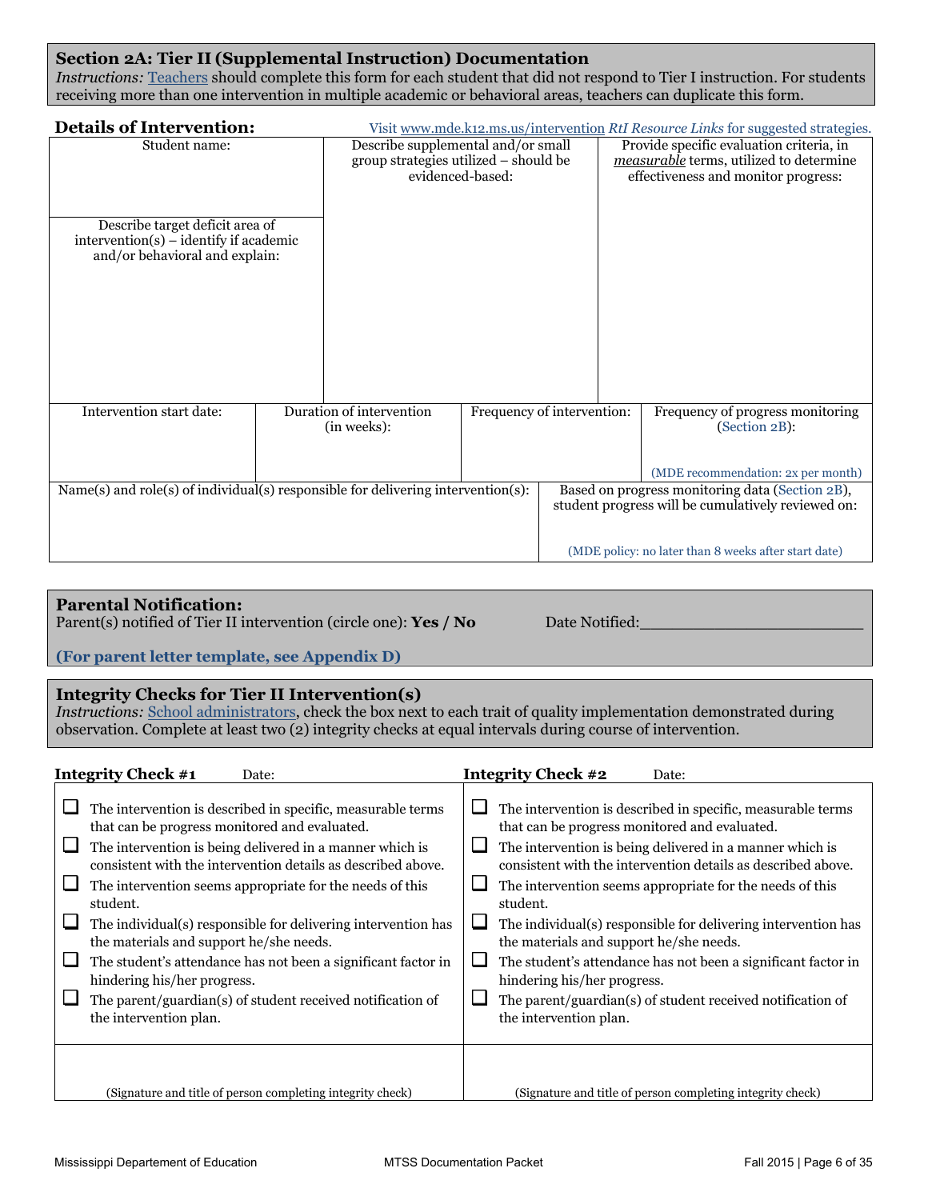## Section 2A: Tier II (Supplemental Instruction) Documentation

*Instructions:* Teachers should complete this form for each student that did not respond to Tier I instruction. For students receiving more than one intervention in multiple academic or behavioral areas, teachers can duplicate this form.

### Details of Intervention:

Visit www.mde.k12.ms.us/intervention *RtI Resource Links* for suggested strategies.

| Student name: | Describe supplemental and/or small group strategies utilized – should be evidenced-based: | Provide specific evaluation criteria, in *measurable* terms, utilized to determine effectiveness and monitor progress: |
|---|---|---|
| Describe target deficit area of intervention(s) – identify if academic and/or behavioral and explain: | | |

| Intervention start date: | Duration of intervention (in weeks): | Frequency of intervention: | Frequency of progress monitoring (Section 2B): (MDE recommendation: 2x per month) |
|---|---|---|---|
| | | | |

| Name(s) and role(s) of individual(s) responsible for delivering intervention(s): | Based on progress monitoring data (Section 2B), student progress will be cumulatively reviewed on: (MDE policy: no later than 8 weeks after start date) |
|---|---|
| | |

### Parental Notification:

Parent(s) notified of Tier II intervention (circle one): **Yes / No** Date Notified:_______________________

**(For parent letter template, see Appendix D)**

### Integrity Checks for Tier II Intervention(s)

*Instructions:* School administrators, check the box next to each trait of quality implementation demonstrated during observation. Complete at least two (2) integrity checks at equal intervals during course of intervention.

| **Integrity Check #1** Date: | **Integrity Check #2** Date: |
|---|---|
| ☐ The intervention is described in specific, measurable terms that can be progress monitored and evaluated. | ☐ The intervention is described in specific, measurable terms that can be progress monitored and evaluated. |
| ☐ The intervention is being delivered in a manner which is consistent with the intervention details as described above. | ☐ The intervention is being delivered in a manner which is consistent with the intervention details as described above. |
| ☐ The intervention seems appropriate for the needs of this student. | ☐ The intervention seems appropriate for the needs of this student. |
| ☐ The individual(s) responsible for delivering intervention has the materials and support he/she needs. | ☐ The individual(s) responsible for delivering intervention has the materials and support he/she needs. |
| ☐ The student's attendance has not been a significant factor in hindering his/her progress. | ☐ The student's attendance has not been a significant factor in hindering his/her progress. |
| ☐ The parent/guardian(s) of student received notification of the intervention plan. | ☐ The parent/guardian(s) of student received notification of the intervention plan. |
| (Signature and title of person completing integrity check) | (Signature and title of person completing integrity check) |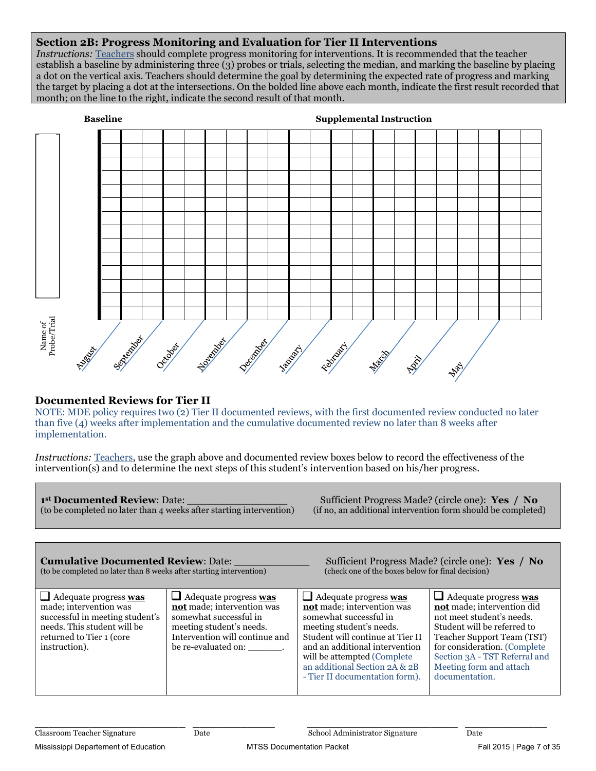## Section 2B: Progress Monitoring and Evaluation for Tier II Interventions

*Instructions:* Teachers should complete progress monitoring for interventions. It is recommended that the teacher establish a baseline by administering three (3) probes or trials, selecting the median, and marking the baseline by placing a dot on the vertical axis. Teachers should determine the goal by determining the expected rate of progress and marking the target by placing a dot at the intersections. On the bolded line above each month, indicate the first result recorded that month; on the line to the right, indicate the second result of that month.

**Baseline** **Supplemental Instruction**

Name of Probe/Trial

August September October November December January February March April May

## Documented Reviews for Tier II

NOTE: MDE policy requires two (2) Tier II documented reviews, with the first documented review conducted no later than five (4) weeks after implementation and the cumulative documented review no later than 8 weeks after implementation.

*Instructions:* Teachers, use the graph above and documented review boxes below to record the effectiveness of the intervention(s) and to determine the next steps of this student's intervention based on his/her progress.

**1st Documented Review**: Date: _______________
(to be completed no later than 4 weeks after starting intervention)

Sufficient Progress Made? (circle one): **Yes / No**
(if no, an additional intervention form should be completed)

**Cumulative Documented Review**: Date: ___________
(to be completed no later than 8 weeks after starting intervention)

Sufficient Progress Made? (circle one): **Yes / No**
(check one of the boxes below for final decision)

| | | | |
|---|---|---|---|
| ❑ Adequate progress **was** made; intervention was successful in meeting student's needs. This student will be returned to Tier 1 (core instruction). | ❑ Adequate progress **was not** made; intervention was somewhat successful in meeting student's needs. Intervention will continue and be re-evaluated on: ______. | ❑ Adequate progress **was not** made; intervention was somewhat successful in meeting student's needs. Student will continue at Tier II and an additional intervention will be attempted (Complete an additional Section 2A & 2B - Tier II documentation form). | ❑ Adequate progress **was not** made; intervention did not meet student's needs. Student will be referred to Teacher Support Team (TST) for consideration. (Complete Section 3A - TST Referral and Meeting form and attach documentation. |

_____________________________ Classroom Teacher Signature &nbsp;&nbsp; _______________ Date

_____________________________ School Administrator Signature &nbsp;&nbsp; _______________ Date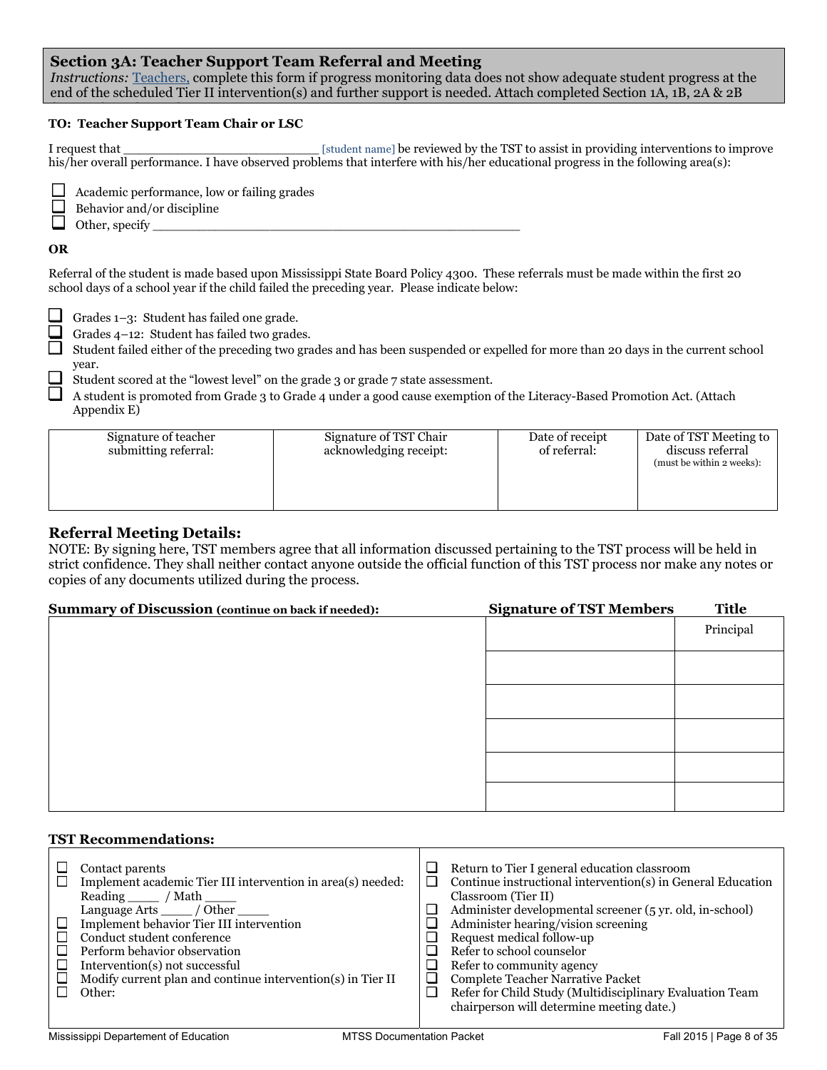## Section 3A: Teacher Support Team Referral and Meeting

*Instructions:* Teachers, complete this form if progress monitoring data does not show adequate student progress at the end of the scheduled Tier II intervention(s) and further support is needed. Attach completed Section 1A, 1B, 2A & 2B

**TO: Teacher Support Team Chair or LSC**

I request that _______________________ [student name] be reviewed by the TST to assist in providing interventions to improve his/her overall performance. I have observed problems that interfere with his/her educational progress in the following area(s):

- ☐ Academic performance, low or failing grades
- ☐ Behavior and/or discipline
- ☐ Other, specify ____________________________________________

**OR**

Referral of the student is made based upon Mississippi State Board Policy 4300. These referrals must be made within the first 20 school days of a school year if the child failed the preceding year. Please indicate below:

- ☐ Grades 1–3: Student has failed one grade.
- ☐ Grades 4–12: Student has failed two grades.
- ☐ Student failed either of the preceding two grades and has been suspended or expelled for more than 20 days in the current school year.
- ☐ Student scored at the "lowest level" on the grade 3 or grade 7 state assessment.
- ☐ A student is promoted from Grade 3 to Grade 4 under a good cause exemption of the Literacy-Based Promotion Act. (Attach Appendix E)

| Signature of teacher submitting referral: | Signature of TST Chair acknowledging receipt: | Date of receipt of referral: | Date of TST Meeting to discuss referral (must be within 2 weeks): |
|---|---|---|---|
| | | | |

### Referral Meeting Details:

NOTE: By signing here, TST members agree that all information discussed pertaining to the TST process will be held in strict confidence. They shall neither contact anyone outside the official function of this TST process nor make any notes or copies of any documents utilized during the process.

| **Summary of Discussion** (continue on back if needed): | **Signature of TST Members** | **Title** |
|---|---|---|
| | | Principal |
| | | |
| | | |
| | | |
| | | |
| | | |

### TST Recommendations:

- ☐ Contact parents
- ☐ Implement academic Tier III intervention in area(s) needed: Reading ____ / Math ____ Language Arts ____ / Other ____
- ☐ Implement behavior Tier III intervention
- ☐ Conduct student conference
- ☐ Perform behavior observation
- ☐ Intervention(s) not successful
- ☐ Modify current plan and continue intervention(s) in Tier II
- ☐ Other:
- ☐ Return to Tier I general education classroom
- ☐ Continue instructional intervention(s) in General Education Classroom (Tier II)
- ☐ Administer developmental screener (5 yr. old, in-school)
- ☐ Administer hearing/vision screening
- ☐ Request medical follow-up
- ☐ Refer to school counselor
- ☐ Refer to community agency
- ☐ Complete Teacher Narrative Packet
- ☐ Refer for Child Study (Multidisciplinary Evaluation Team chairperson will determine meeting date.)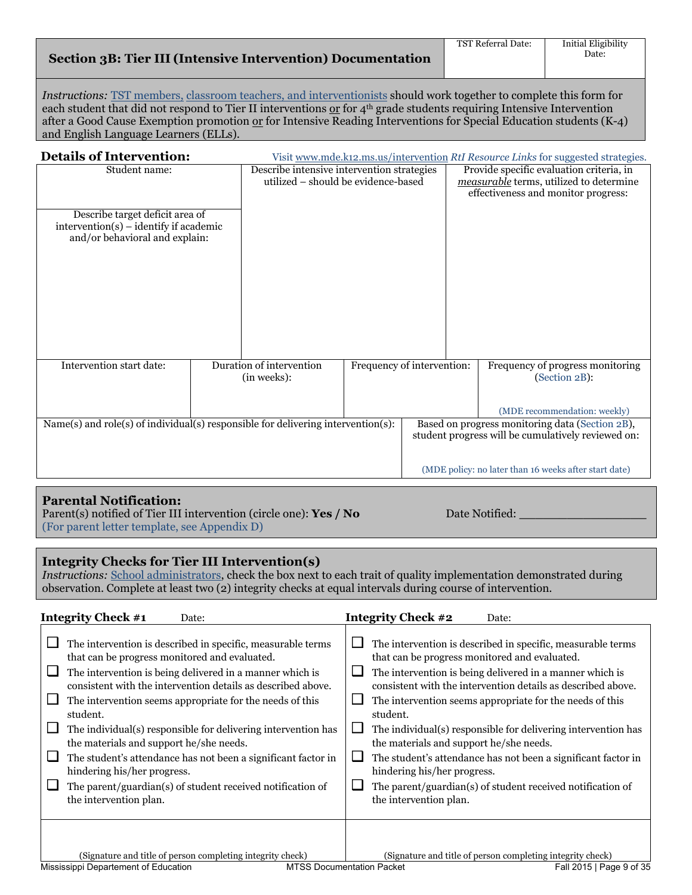| Section 3B: Tier III (Intensive Intervention) Documentation | TST Referral Date: | Initial Eligibility Date: |
|---|---|---|

*Instructions:* TST members, classroom teachers, and interventionists should work together to complete this form for each student that did not respond to Tier II interventions or for 4th grade students requiring Intensive Intervention after a Good Cause Exemption promotion or for Intensive Reading Interventions for Special Education students (K-4) and English Language Learners (ELLs).

**Details of Intervention:** Visit www.mde.k12.ms.us/intervention *RtI Resource Links* for suggested strategies.

| Student name: | Describe intensive intervention strategies utilized – should be evidence-based | Provide specific evaluation criteria, in *measurable* terms, utilized to determine effectiveness and monitor progress: |
|---|---|---|
| Describe target deficit area of intervention(s) – identify if academic and/or behavioral and explain: | | |

| Intervention start date: | Duration of intervention (in weeks): | Frequency of intervention: | Frequency of progress monitoring (Section 2B): (MDE recommendation: weekly) |
|---|---|---|---|
| | | | |

| Name(s) and role(s) of individual(s) responsible for delivering intervention(s): | Based on progress monitoring data (Section 2B), student progress will be cumulatively reviewed on: (MDE policy: no later than 16 weeks after start date) |
|---|---|
| | |

**Parental Notification:**
Parent(s) notified of Tier III intervention (circle one): **Yes / No** Date Notified: ________________
(For parent letter template, see Appendix D)

**Integrity Checks for Tier III Intervention(s)**
*Instructions:* School administrators, check the box next to each trait of quality implementation demonstrated during observation. Complete at least two (2) integrity checks at equal intervals during course of intervention.

**Integrity Check #1** Date:

- ☐ The intervention is described in specific, measurable terms that can be progress monitored and evaluated.
- ☐ The intervention is being delivered in a manner which is consistent with the intervention details as described above.
- ☐ The intervention seems appropriate for the needs of this student.
- ☐ The individual(s) responsible for delivering intervention has the materials and support he/she needs.
- ☐ The student's attendance has not been a significant factor in hindering his/her progress.
- ☐ The parent/guardian(s) of student received notification of the intervention plan.

(Signature and title of person completing integrity check)

**Integrity Check #2** Date:

- ☐ The intervention is described in specific, measurable terms that can be progress monitored and evaluated.
- ☐ The intervention is being delivered in a manner which is consistent with the intervention details as described above.
- ☐ The intervention seems appropriate for the needs of this student.
- ☐ The individual(s) responsible for delivering intervention has the materials and support he/she needs.
- ☐ The student's attendance has not been a significant factor in hindering his/her progress.
- ☐ The parent/guardian(s) of student received notification of the intervention plan.

(Signature and title of person completing integrity check)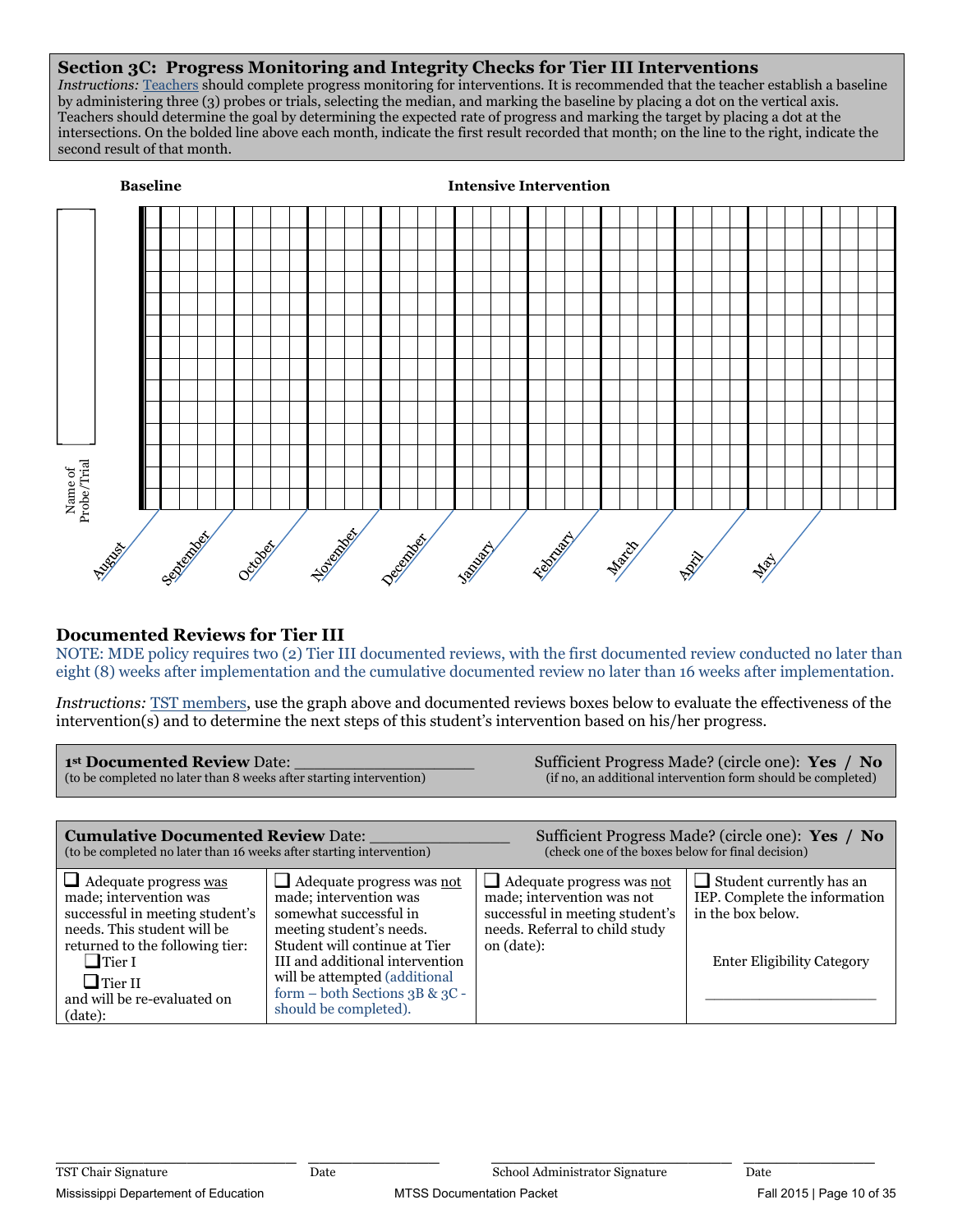## Section 3C: Progress Monitoring and Integrity Checks for Tier III Interventions

*Instructions:* Teachers should complete progress monitoring for interventions. It is recommended that the teacher establish a baseline by administering three (3) probes or trials, selecting the median, and marking the baseline by placing a dot on the vertical axis. Teachers should determine the goal by determining the expected rate of progress and marking the target by placing a dot at the intersections. On the bolded line above each month, indicate the first result recorded that month; on the line to the right, indicate the second result of that month.

**Baseline** **Intensive Intervention**

Name of Probe/Trial

August September October November December January February March April May

### Documented Reviews for Tier III

NOTE: MDE policy requires two (2) Tier III documented reviews, with the first documented review conducted no later than eight (8) weeks after implementation and the cumulative documented review no later than 16 weeks after implementation.

*Instructions:* TST members, use the graph above and documented reviews boxes below to evaluate the effectiveness of the intervention(s) and to determine the next steps of this student's intervention based on his/her progress.

**1st Documented Review** Date: ________________
(to be completed no later than 8 weeks after starting intervention)

Sufficient Progress Made? (circle one): **Yes / No**
(if no, an additional intervention form should be completed)

**Cumulative Documented Review** Date: ______________
(to be completed no later than 16 weeks after starting intervention)

Sufficient Progress Made? (circle one): **Yes / No**
(check one of the boxes below for final decision)

| ❑ Adequate progress was made; intervention was successful in meeting student's needs. This student will be returned to the following tier: ❑ Tier I ❑ Tier II and will be re-evaluated on (date): | ❑ Adequate progress was not made; intervention was somewhat successful in meeting student's needs. Student will continue at Tier III and additional intervention will be attempted (additional form – both Sections 3B & 3C - should be completed). | ❑ Adequate progress was not made; intervention was not successful in meeting student's needs. Referral to child study on (date): | ❑ Student currently has an IEP. Complete the information in the box below. Enter Eligibility Category ________________ |
|---|---|---|---|

_________________________ TST Chair Signature _____________ Date _________________________ School Administrator Signature _____________ Date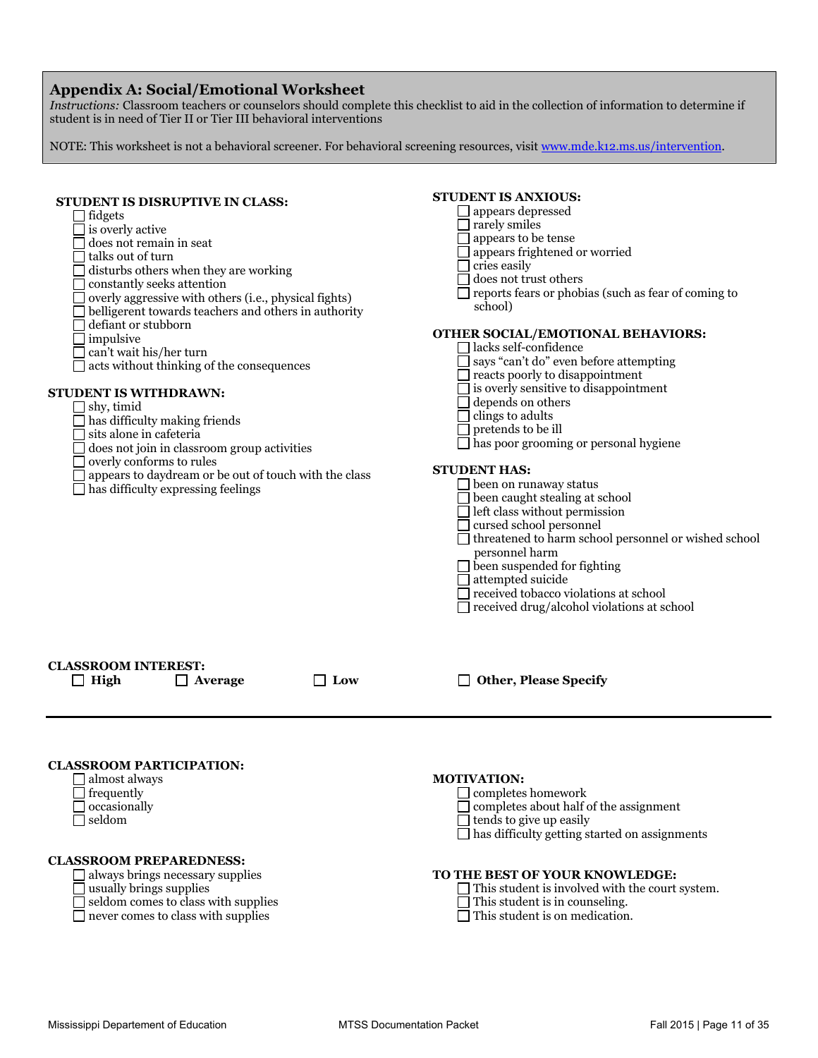## Appendix A: Social/Emotional Worksheet

*Instructions:* Classroom teachers or counselors should complete this checklist to aid in the collection of information to determine if student is in need of Tier II or Tier III behavioral interventions

NOTE: This worksheet is not a behavioral screener. For behavioral screening resources, visit www.mde.k12.ms.us/intervention.

**STUDENT IS DISRUPTIVE IN CLASS:**

- ☐ fidgets
- ☐ is overly active
- ☐ does not remain in seat
- ☐ talks out of turn
- ☐ disturbs others when they are working
- ☐ constantly seeks attention
- ☐ overly aggressive with others (i.e., physical fights)
- ☐ belligerent towards teachers and others in authority
- ☐ defiant or stubborn
- ☐ impulsive
- ☐ can't wait his/her turn
- ☐ acts without thinking of the consequences

**STUDENT IS WITHDRAWN:**

- ☐ shy, timid
- ☐ has difficulty making friends
- ☐ sits alone in cafeteria
- ☐ does not join in classroom group activities
- ☐ overly conforms to rules
- ☐ appears to daydream or be out of touch with the class
- ☐ has difficulty expressing feelings

**STUDENT IS ANXIOUS:**

- ☐ appears depressed
- ☐ rarely smiles
- ☐ appears to be tense
- ☐ appears frightened or worried
- ☐ cries easily
- ☐ does not trust others
- ☐ reports fears or phobias (such as fear of coming to school)

**OTHER SOCIAL/EMOTIONAL BEHAVIORS:**

- ☐ lacks self-confidence
- ☐ says "can't do" even before attempting
- ☐ reacts poorly to disappointment
- ☐ is overly sensitive to disappointment
- ☐ depends on others
- ☐ clings to adults
- ☐ pretends to be ill
- ☐ has poor grooming or personal hygiene

**STUDENT HAS:**

- ☐ been on runaway status
- ☐ been caught stealing at school
- ☐ left class without permission
- ☐ cursed school personnel
- ☐ threatened to harm school personnel or wished school personnel harm
- ☐ been suspended for fighting
- ☐ attempted suicide
- ☐ received tobacco violations at school
- ☐ received drug/alcohol violations at school

**CLASSROOM INTEREST:**

☐ **High** ☐ **Average** ☐ **Low** ☐ **Other, Please Specify**

---

**CLASSROOM PARTICIPATION:**

- ☐ almost always
- ☐ frequently
- ☐ occasionally
- ☐ seldom

**CLASSROOM PREPAREDNESS:**

- ☐ always brings necessary supplies
- ☐ usually brings supplies
- ☐ seldom comes to class with supplies
- ☐ never comes to class with supplies

**MOTIVATION:**

- ☐ completes homework
- ☐ completes about half of the assignment
- ☐ tends to give up easily
- ☐ has difficulty getting started on assignments

**TO THE BEST OF YOUR KNOWLEDGE:**

- ☐ This student is involved with the court system.
- ☐ This student is in counseling.
- ☐ This student is on medication.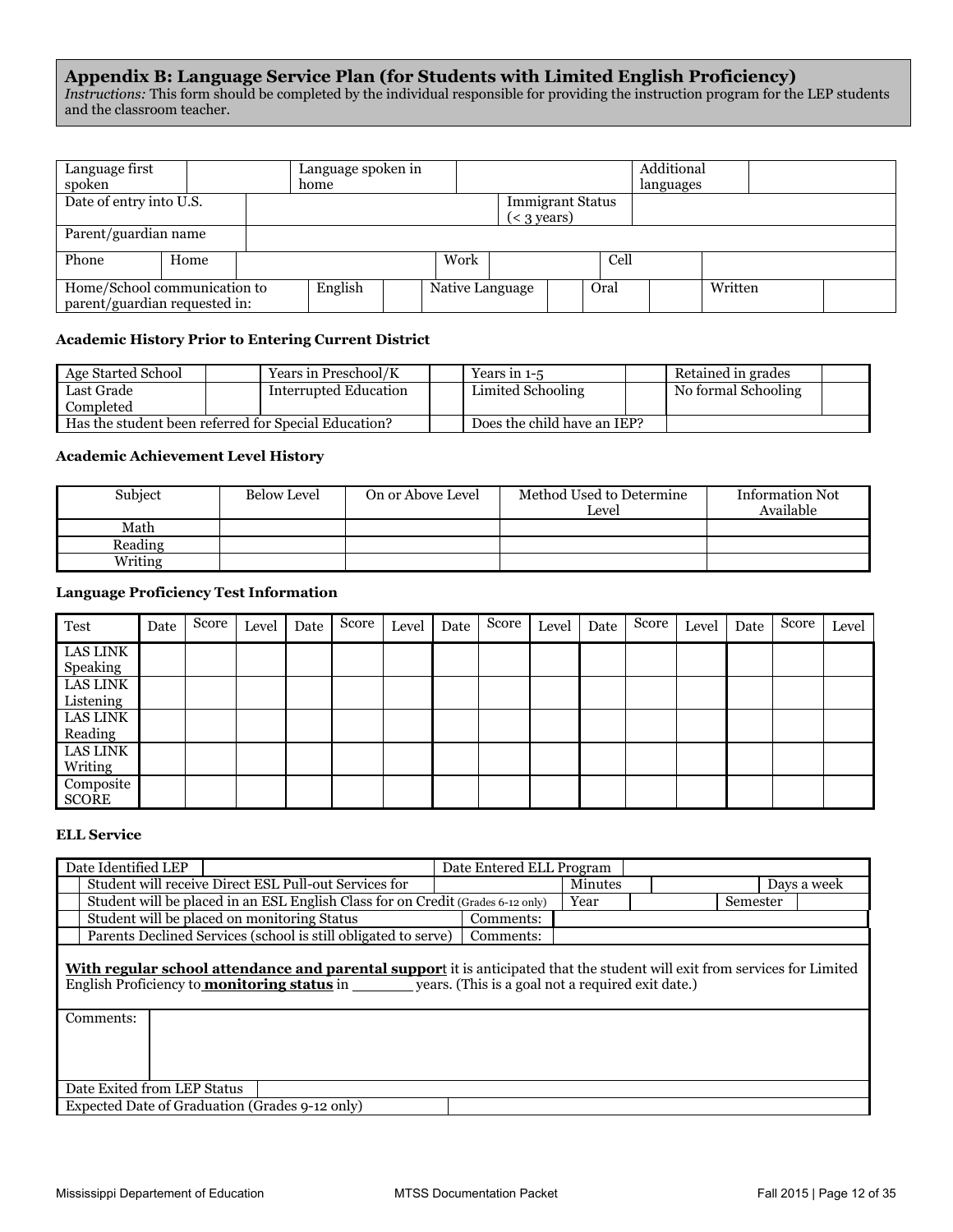## Appendix B: Language Service Plan (for Students with Limited English Proficiency)

*Instructions:* This form should be completed by the individual responsible for providing the instruction program for the LEP students and the classroom teacher.

| Language first spoken | | Language spoken in home | | Additional languages | |
|---|---|---|---|---|---|
| Date of entry into U.S. | | | Immigrant Status (< 3 years) | | |
| Parent/guardian name | | | | | |
| Phone | Home | | Work | | Cell | |
| Home/School communication to parent/guardian requested in: | English | | Native Language | | Oral | | Written | |

**Academic History Prior to Entering Current District**

| Age Started School | | Years in Preschool/K | | Years in 1-5 | | Retained in grades | |
|---|---|---|---|---|---|---|---|
| Last Grade Completed | | Interrupted Education | | Limited Schooling | | No formal Schooling | |
| Has the student been referred for Special Education? | | | | Does the child have an IEP? | | | |

**Academic Achievement Level History**

| Subject | Below Level | On or Above Level | Method Used to Determine Level | Information Not Available |
|---|---|---|---|---|
| Math | | | | |
| Reading | | | | |
| Writing | | | | |

**Language Proficiency Test Information**

| Test | Date | Score | Level | Date | Score | Level | Date | Score | Level | Date | Score | Level | Date | Score | Level |
|---|---|---|---|---|---|---|---|---|---|---|---|---|---|---|---|
| LAS LINK Speaking | | | | | | | | | | | | | | | |
| LAS LINK Listening | | | | | | | | | | | | | | | |
| LAS LINK Reading | | | | | | | | | | | | | | | |
| LAS LINK Writing | | | | | | | | | | | | | | | |
| Composite SCORE | | | | | | | | | | | | | | | |

**ELL Service**

| Date Identified LEP | | Date Entered ELL Program | | | |
|---|---|---|---|---|---|
| | Student will receive Direct ESL Pull-out Services for | | Minutes | | Days a week |
| | Student will be placed in an ESL English Class for on Credit (Grades 6-12 only) | | Year | | Semester |
| | Student will be placed on monitoring Status | Comments: | | | |
| | Parents Declined Services (school is still obligated to serve) | Comments: | | | |

**With regular school attendance and parental support** it is anticipated that the student will exit from services for Limited English Proficiency to **monitoring status** in _______ years. (This is a goal not a required exit date.)

| Comments: | |
|---|---|
| Date Exited from LEP Status | |
| Expected Date of Graduation (Grades 9-12 only) | |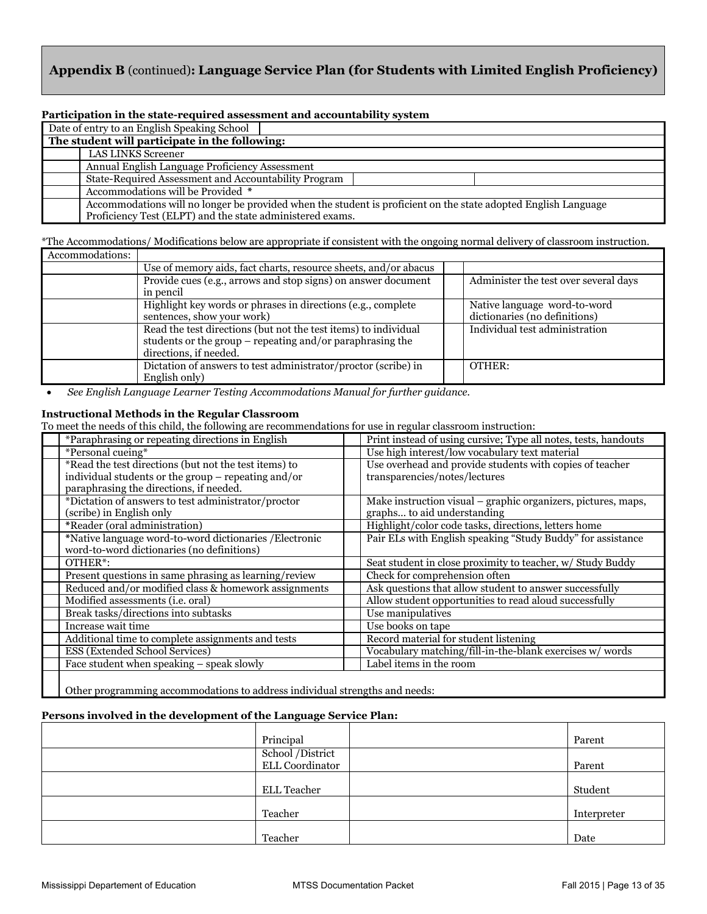## Appendix B (continued): Language Service Plan (for Students with Limited English Proficiency)

**Participation in the state-required assessment and accountability system**

| Date of entry to an English Speaking School | | |
|---|---|---|
| **The student will participate in the following:** | | |
| | LAS LINKS Screener | |
| | Annual English Language Proficiency Assessment | |
| | State-Required Assessment and Accountability Program | |
| | Accommodations will be Provided * | |
| | Accommodations will no longer be provided when the student is proficient on the state adopted English Language Proficiency Test (ELPT) and the state administered exams. | |

*The Accommodations/ Modifications below are appropriate if consistent with the ongoing normal delivery of classroom instruction.

| Accommodations: | | | |
|---|---|---|---|
| | Use of memory aids, fact charts, resource sheets, and/or abacus | | |
| | Provide cues (e.g., arrows and stop signs) on answer document in pencil | | Administer the test over several days |
| | Highlight key words or phrases in directions (e.g., complete sentences, show your work) | | Native language word-to-word dictionaries (no definitions) |
| | Read the test directions (but not the test items) to individual students or the group – repeating and/or paraphrasing the directions, if needed. | | Individual test administration |
| | Dictation of answers to test administrator/proctor (scribe) in English only) | | OTHER: |

- *See English Language Learner Testing Accommodations Manual for further guidance.*

**Instructional Methods in the Regular Classroom**

To meet the needs of this child, the following are recommendations for use in regular classroom instruction:

| | | | |
|---|---|---|---|
| | *Paraphrasing or repeating directions in English | | Print instead of using cursive; Type all notes, tests, handouts |
| | *Personal cueing* | | Use high interest/low vocabulary text material |
| | *Read the test directions (but not the test items) to individual students or the group – repeating and/or paraphrasing the directions, if needed. | | Use overhead and provide students with copies of teacher transparencies/notes/lectures |
| | *Dictation of answers to test administrator/proctor (scribe) in English only | | Make instruction visual – graphic organizers, pictures, maps, graphs… to aid understanding |
| | *Reader (oral administration) | | Highlight/color code tasks, directions, letters home |
| | *Native language word-to-word dictionaries /Electronic word-to-word dictionaries (no definitions) | | Pair ELs with English speaking "Study Buddy" for assistance |
| | OTHER*: | | Seat student in close proximity to teacher, w/ Study Buddy |
| | Present questions in same phrasing as learning/review | | Check for comprehension often |
| | Reduced and/or modified class & homework assignments | | Ask questions that allow student to answer successfully |
| | Modified assessments (i.e. oral) | | Allow student opportunities to read aloud successfully |
| | Break tasks/directions into subtasks | | Use manipulatives |
| | Increase wait time | | Use books on tape |
| | Additional time to complete assignments and tests | | Record material for student listening |
| | ESS (Extended School Services) | | Vocabulary matching/fill-in-the-blank exercises w/ words |
| | Face student when speaking – speak slowly | | Label items in the room |
| | Other programming accommodations to address individual strengths and needs: | | |

**Persons involved in the development of the Language Service Plan:**

| | | | |
|---|---|---|---|
| | Principal | | Parent |
| | School /District ELL Coordinator | | Parent |
| | ELL Teacher | | Student |
| | Teacher | | Interpreter |
| | Teacher | | Date |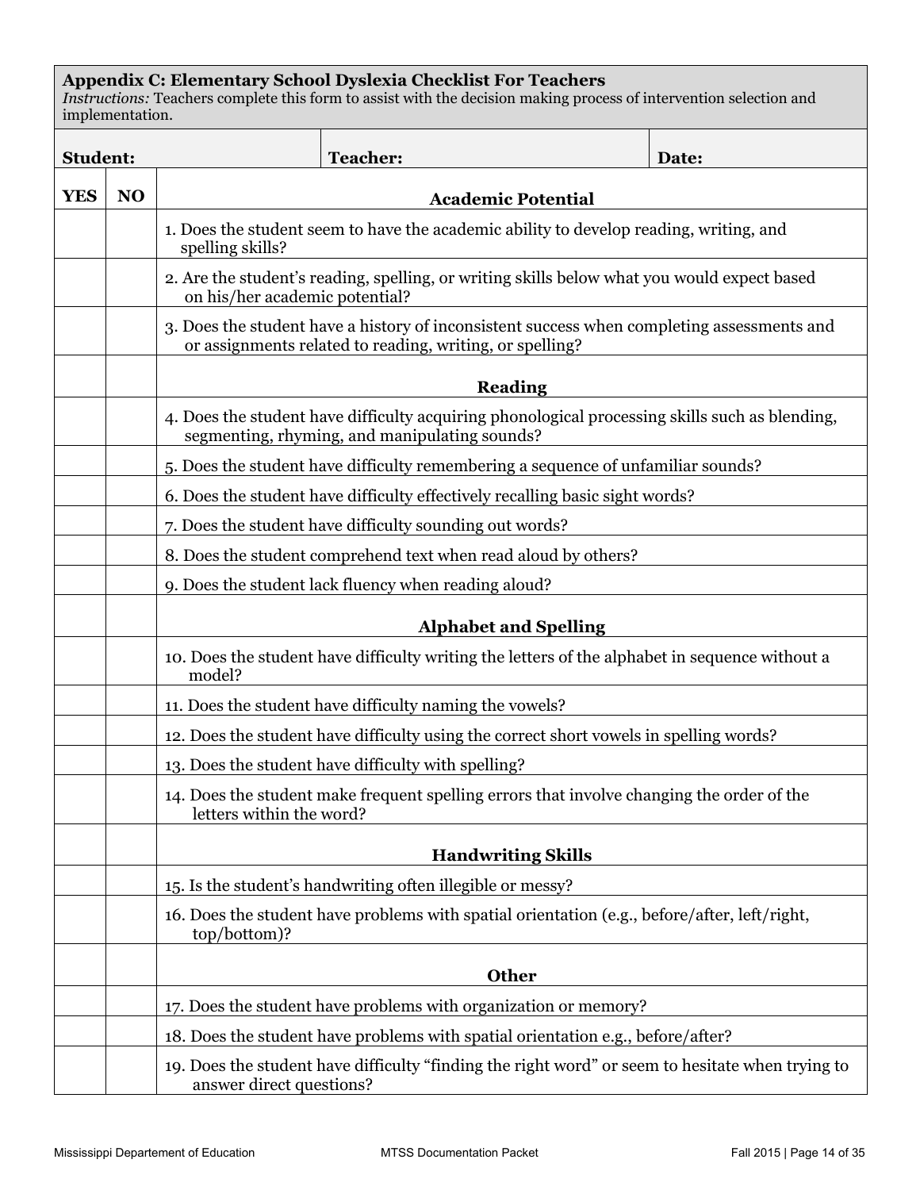## Appendix C: Elementary School Dyslexia Checklist For Teachers

*Instructions:* Teachers complete this form to assist with the decision making process of intervention selection and implementation.

| **Student:** | **Teacher:** | **Date:** |
|---|---|---|

| YES | NO | |
|---|---|---|
| | | **Academic Potential** |
| | | 1. Does the student seem to have the academic ability to develop reading, writing, and spelling skills? |
| | | 2. Are the student's reading, spelling, or writing skills below what you would expect based on his/her academic potential? |
| | | 3. Does the student have a history of inconsistent success when completing assessments and or assignments related to reading, writing, or spelling? |
| | | **Reading** |
| | | 4. Does the student have difficulty acquiring phonological processing skills such as blending, segmenting, rhyming, and manipulating sounds? |
| | | 5. Does the student have difficulty remembering a sequence of unfamiliar sounds? |
| | | 6. Does the student have difficulty effectively recalling basic sight words? |
| | | 7. Does the student have difficulty sounding out words? |
| | | 8. Does the student comprehend text when read aloud by others? |
| | | 9. Does the student lack fluency when reading aloud? |
| | | **Alphabet and Spelling** |
| | | 10. Does the student have difficulty writing the letters of the alphabet in sequence without a model? |
| | | 11. Does the student have difficulty naming the vowels? |
| | | 12. Does the student have difficulty using the correct short vowels in spelling words? |
| | | 13. Does the student have difficulty with spelling? |
| | | 14. Does the student make frequent spelling errors that involve changing the order of the letters within the word? |
| | | **Handwriting Skills** |
| | | 15. Is the student's handwriting often illegible or messy? |
| | | 16. Does the student have problems with spatial orientation (e.g., before/after, left/right, top/bottom)? |
| | | **Other** |
| | | 17. Does the student have problems with organization or memory? |
| | | 18. Does the student have problems with spatial orientation e.g., before/after? |
| | | 19. Does the student have difficulty "finding the right word" or seem to hesitate when trying to answer direct questions? |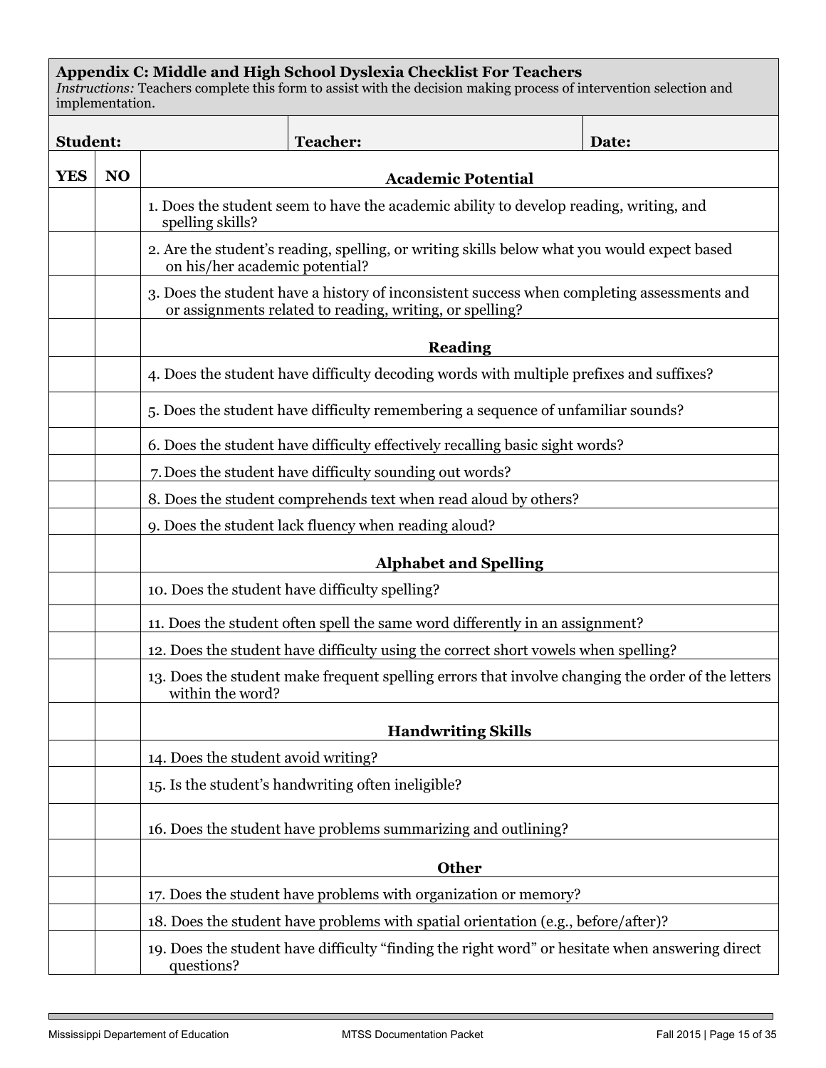**Appendix C: Middle and High School Dyslexia Checklist For Teachers**
*Instructions:* Teachers complete this form to assist with the decision making process of intervention selection and implementation.

| **Student:** | | **Teacher:** | **Date:** |
|---|---|---|---|

| **YES** | **NO** | **Academic Potential** |
|---|---|---|
| | | 1. Does the student seem to have the academic ability to develop reading, writing, and spelling skills? |
| | | 2. Are the student's reading, spelling, or writing skills below what you would expect based on his/her academic potential? |
| | | 3. Does the student have a history of inconsistent success when completing assessments and or assignments related to reading, writing, or spelling? |
| | | **Reading** |
| | | 4. Does the student have difficulty decoding words with multiple prefixes and suffixes? |
| | | 5. Does the student have difficulty remembering a sequence of unfamiliar sounds? |
| | | 6. Does the student have difficulty effectively recalling basic sight words? |
| | | 7. Does the student have difficulty sounding out words? |
| | | 8. Does the student comprehends text when read aloud by others? |
| | | 9. Does the student lack fluency when reading aloud? |
| | | **Alphabet and Spelling** |
| | | 10. Does the student have difficulty spelling? |
| | | 11. Does the student often spell the same word differently in an assignment? |
| | | 12. Does the student have difficulty using the correct short vowels when spelling? |
| | | 13. Does the student make frequent spelling errors that involve changing the order of the letters within the word? |
| | | **Handwriting Skills** |
| | | 14. Does the student avoid writing? |
| | | 15. Is the student's handwriting often ineligible? |
| | | 16. Does the student have problems summarizing and outlining? |
| | | **Other** |
| | | 17. Does the student have problems with organization or memory? |
| | | 18. Does the student have problems with spatial orientation (e.g., before/after)? |
| | | 19. Does the student have difficulty "finding the right word" or hesitate when answering direct questions? |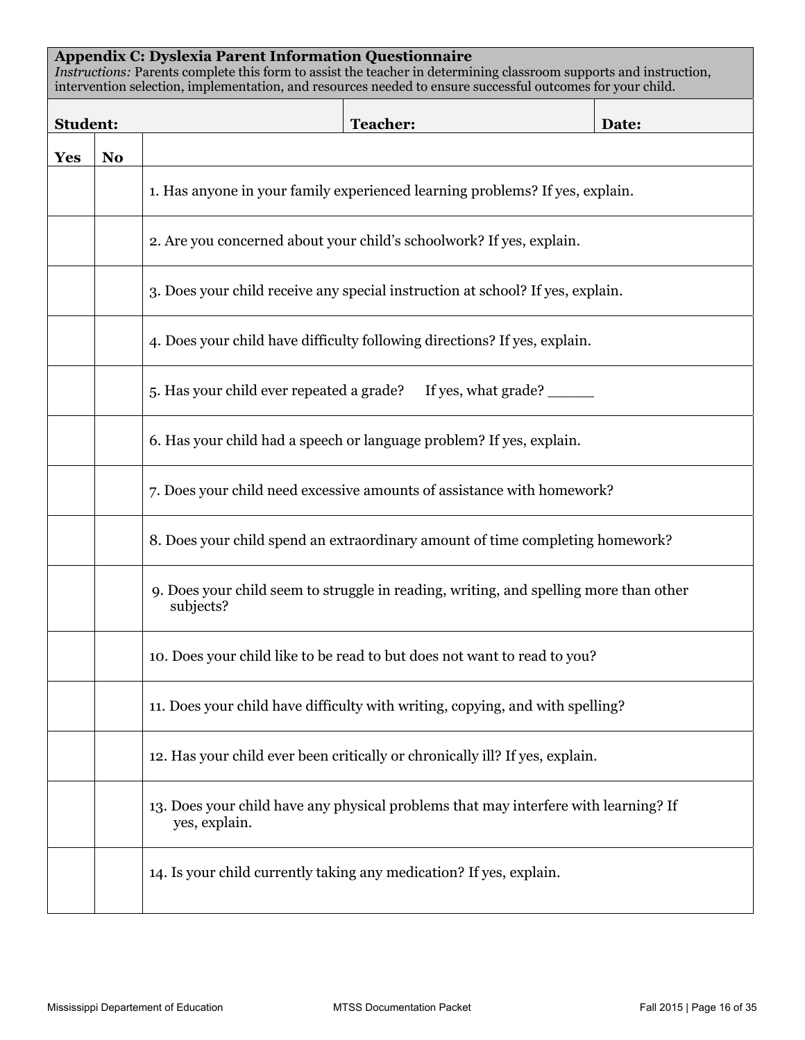## Appendix C: Dyslexia Parent Information Questionnaire

*Instructions:* Parents complete this form to assist the teacher in determining classroom supports and instruction, intervention selection, implementation, and resources needed to ensure successful outcomes for your child.

| **Student:** | **Teacher:** | **Date:** |
|---|---|---|

| **Yes** | **No** | |
|---|---|---|
| | | 1. Has anyone in your family experienced learning problems? If yes, explain. |
| | | 2. Are you concerned about your child's schoolwork? If yes, explain. |
| | | 3. Does your child receive any special instruction at school? If yes, explain. |
| | | 4. Does your child have difficulty following directions? If yes, explain. |
| | | 5. Has your child ever repeated a grade? If yes, what grade? _____ |
| | | 6. Has your child had a speech or language problem? If yes, explain. |
| | | 7. Does your child need excessive amounts of assistance with homework? |
| | | 8. Does your child spend an extraordinary amount of time completing homework? |
| | | 9. Does your child seem to struggle in reading, writing, and spelling more than other subjects? |
| | | 10. Does your child like to be read to but does not want to read to you? |
| | | 11. Does your child have difficulty with writing, copying, and with spelling? |
| | | 12. Has your child ever been critically or chronically ill? If yes, explain. |
| | | 13. Does your child have any physical problems that may interfere with learning? If yes, explain. |
| | | 14. Is your child currently taking any medication? If yes, explain. |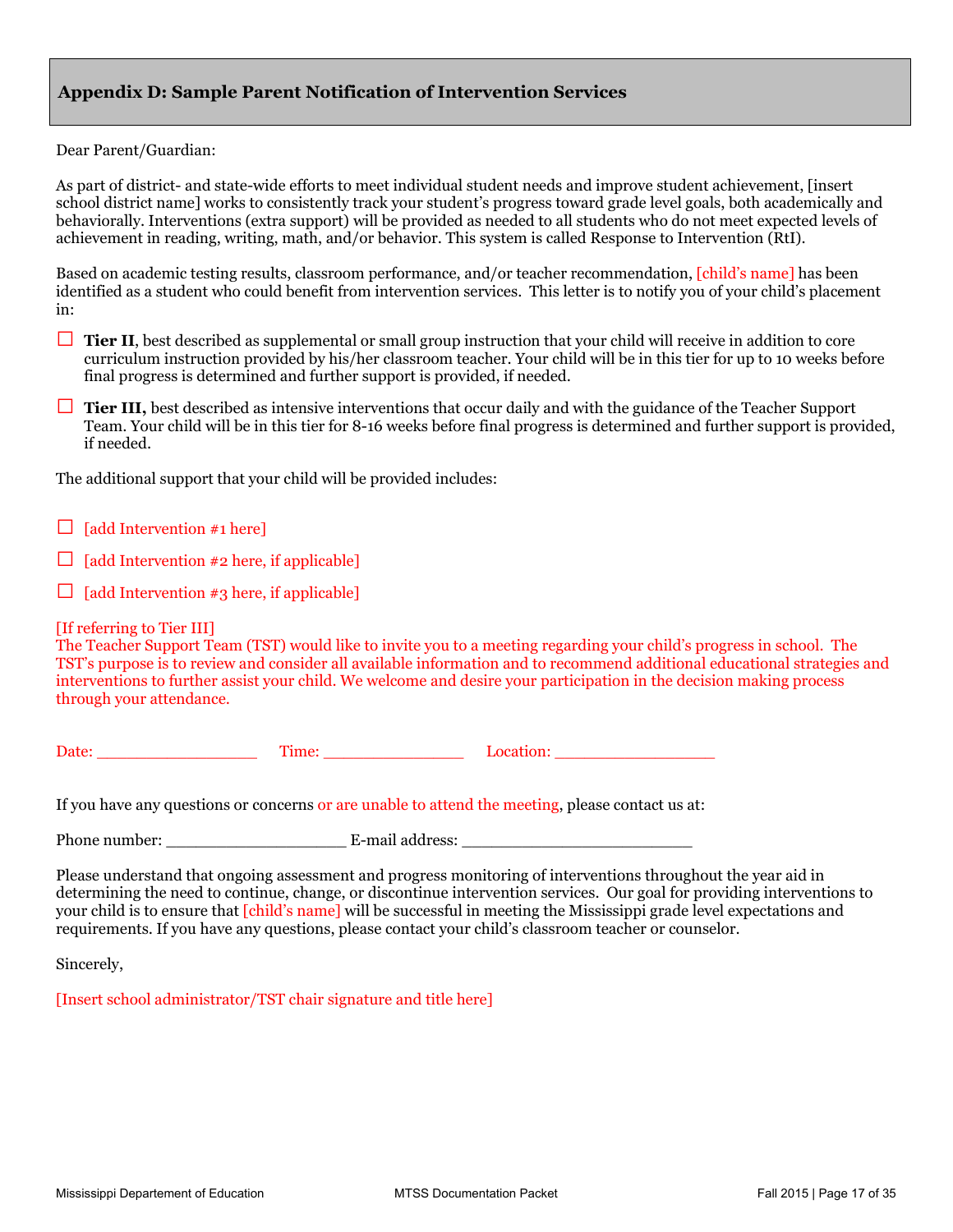## Appendix D: Sample Parent Notification of Intervention Services

Dear Parent/Guardian:

As part of district- and state-wide efforts to meet individual student needs and improve student achievement, [insert school district name] works to consistently track your student's progress toward grade level goals, both academically and behaviorally. Interventions (extra support) will be provided as needed to all students who do not meet expected levels of achievement in reading, writing, math, and/or behavior. This system is called Response to Intervention (RtI).

Based on academic testing results, classroom performance, and/or teacher recommendation, [child's name] has been identified as a student who could benefit from intervention services. This letter is to notify you of your child's placement in:

☐ **Tier II**, best described as supplemental or small group instruction that your child will receive in addition to core curriculum instruction provided by his/her classroom teacher. Your child will be in this tier for up to 10 weeks before final progress is determined and further support is provided, if needed.

☐ **Tier III,** best described as intensive interventions that occur daily and with the guidance of the Teacher Support Team. Your child will be in this tier for 8-16 weeks before final progress is determined and further support is provided, if needed.

The additional support that your child will be provided includes:

☐ [add Intervention #1 here]

☐ [add Intervention #2 here, if applicable]

☐ [add Intervention #3 here, if applicable]

[If referring to Tier III]
The Teacher Support Team (TST) would like to invite you to a meeting regarding your child's progress in school. The TST's purpose is to review and consider all available information and to recommend additional educational strategies and interventions to further assist your child. We welcome and desire your participation in the decision making process through your attendance.

Date: _________________ Time: _______________ Location: _________________

If you have any questions or concerns or are unable to attend the meeting, please contact us at:

Phone number: ___________________ E-mail address: ________________________

Please understand that ongoing assessment and progress monitoring of interventions throughout the year aid in determining the need to continue, change, or discontinue intervention services. Our goal for providing interventions to your child is to ensure that [child's name] will be successful in meeting the Mississippi grade level expectations and requirements. If you have any questions, please contact your child's classroom teacher or counselor.

Sincerely,

[Insert school administrator/TST chair signature and title here]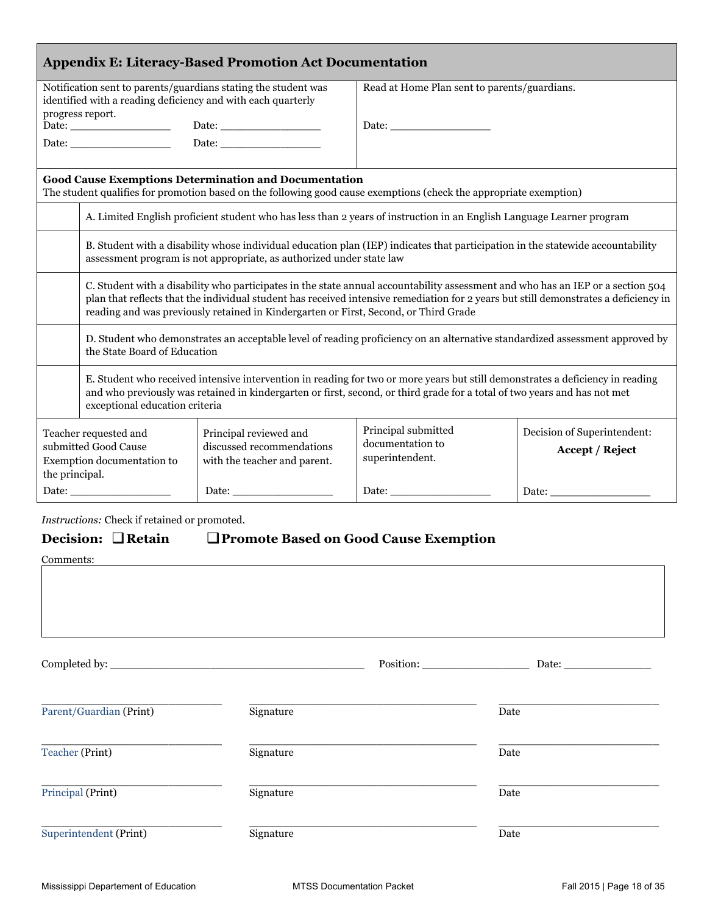## Appendix E: Literacy-Based Promotion Act Documentation

| Notification sent to parents/guardians stating the student was identified with a reading deficiency and with each quarterly progress report. | Read at Home Plan sent to parents/guardians. |
|---|---|
| Date: ________________ Date: ________________<br>Date: ________________ Date: ________________ | Date: ________________ |

**Good Cause Exemptions Determination and Documentation**
The student qualifies for promotion based on the following good cause exemptions (check the appropriate exemption)

| | |
|---|---|
| | A. Limited English proficient student who has less than 2 years of instruction in an English Language Learner program |
| | B. Student with a disability whose individual education plan (IEP) indicates that participation in the statewide accountability assessment program is not appropriate, as authorized under state law |
| | C. Student with a disability who participates in the state annual accountability assessment and who has an IEP or a section 504 plan that reflects that the individual student has received intensive remediation for 2 years but still demonstrates a deficiency in reading and was previously retained in Kindergarten or First, Second, or Third Grade |
| | D. Student who demonstrates an acceptable level of reading proficiency on an alternative standardized assessment approved by the State Board of Education |
| | E. Student who received intensive intervention in reading for two or more years but still demonstrates a deficiency in reading and who previously was retained in kindergarten or first, second, or third grade for a total of two years and has not met exceptional education criteria |

| Teacher requested and submitted Good Cause Exemption documentation to the principal. | Principal reviewed and discussed recommendations with the teacher and parent. | Principal submitted documentation to superintendent. | Decision of Superintendent: **Accept / Reject** |
|---|---|---|---|
| Date: ________________ | Date: ________________ | Date: ________________ | Date: ________________ |

*Instructions:* Check if retained or promoted.

**Decision: ❑ Retain ❑ Promote Based on Good Cause Exemption**

Comments:

Completed by: ________________________________________ Position: __________________ Date: ______________

| ____________________ | ____________________ | ____________________ |
|---|---|---|
| Parent/Guardian (Print) | Signature | Date |
| Teacher (Print) | Signature | Date |
| Principal (Print) | Signature | Date |
| Superintendent (Print) | Signature | Date |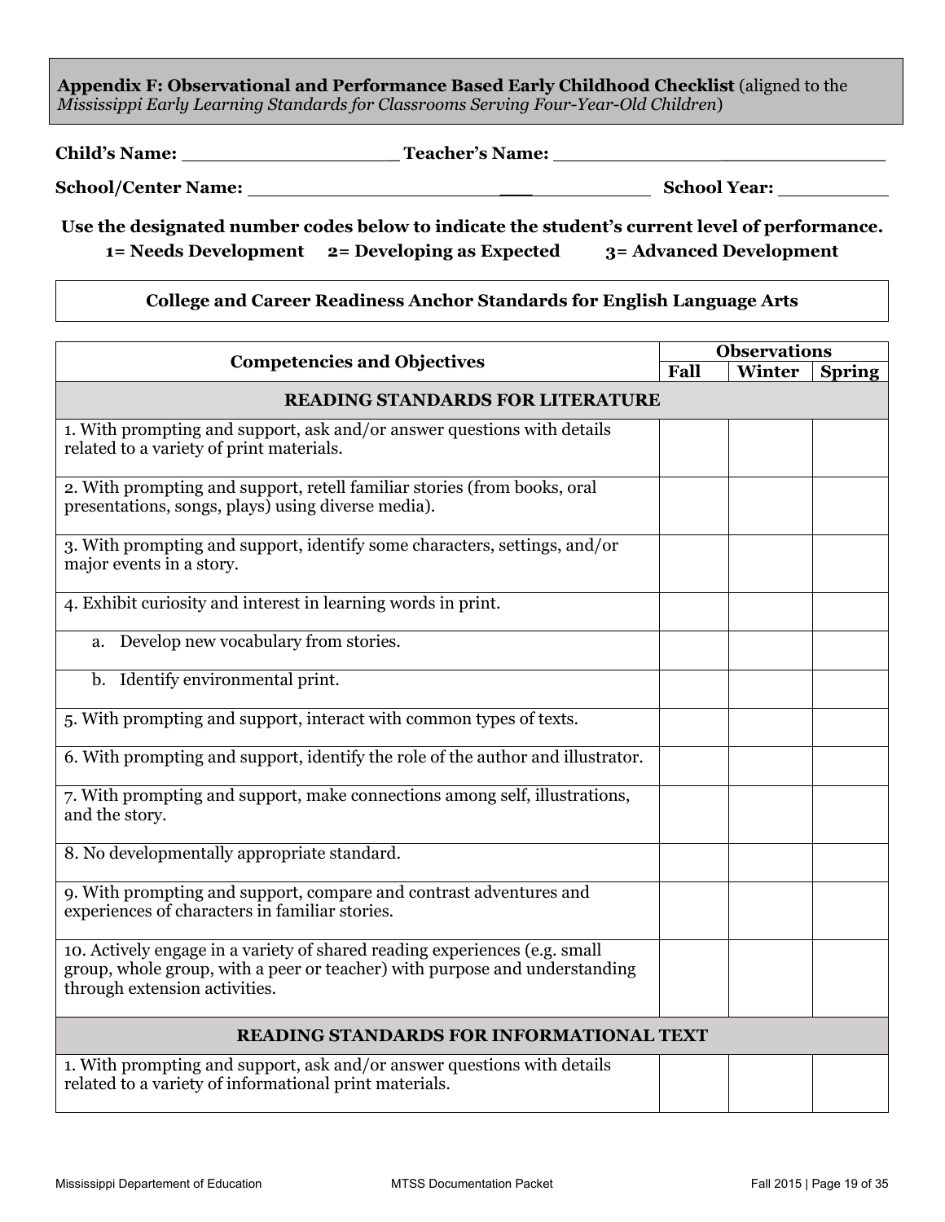**Appendix F: Observational and Performance Based Early Childhood Checklist** (aligned to the *Mississippi Early Learning Standards for Classrooms Serving Four-Year-Old Children*)

**Child's Name:** \_\_\_\_\_\_\_\_\_\_\_\_\_\_\_\_\_\_\_\_ **Teacher's Name:** \_\_\_\_\_\_\_\_\_\_\_\_\_\_\_\_\_\_\_\_\_\_\_\_\_\_\_\_\_\_

**School/Center Name:** \_\_\_\_\_\_\_\_\_\_\_\_\_\_\_\_\_\_\_\_\_\_\_\_\_\_\_\_\_\_\_\_\_\_ **School Year:** \_\_\_\_\_\_\_\_\_\_

**Use the designated number codes below to indicate the student's current level of performance.**
**1= Needs Development 2= Developing as Expected 3= Advanced Development**

**College and Career Readiness Anchor Standards for English Language Arts**

| Competencies and Objectives | Observations | | |
|---|---|---|---|
| | **Fall** | **Winter** | **Spring** |
| **READING STANDARDS FOR LITERATURE** | | | |
| 1. With prompting and support, ask and/or answer questions with details related to a variety of print materials. | | | |
| 2. With prompting and support, retell familiar stories (from books, oral presentations, songs, plays) using diverse media). | | | |
| 3. With prompting and support, identify some characters, settings, and/or major events in a story. | | | |
| 4. Exhibit curiosity and interest in learning words in print. | | | |
| a. Develop new vocabulary from stories. | | | |
| b. Identify environmental print. | | | |
| 5. With prompting and support, interact with common types of texts. | | | |
| 6. With prompting and support, identify the role of the author and illustrator. | | | |
| 7. With prompting and support, make connections among self, illustrations, and the story. | | | |
| 8. No developmentally appropriate standard. | | | |
| 9. With prompting and support, compare and contrast adventures and experiences of characters in familiar stories. | | | |
| 10. Actively engage in a variety of shared reading experiences (e.g. small group, whole group, with a peer or teacher) with purpose and understanding through extension activities. | | | |
| **READING STANDARDS FOR INFORMATIONAL TEXT** | | | |
| 1. With prompting and support, ask and/or answer questions with details related to a variety of informational print materials. | | | |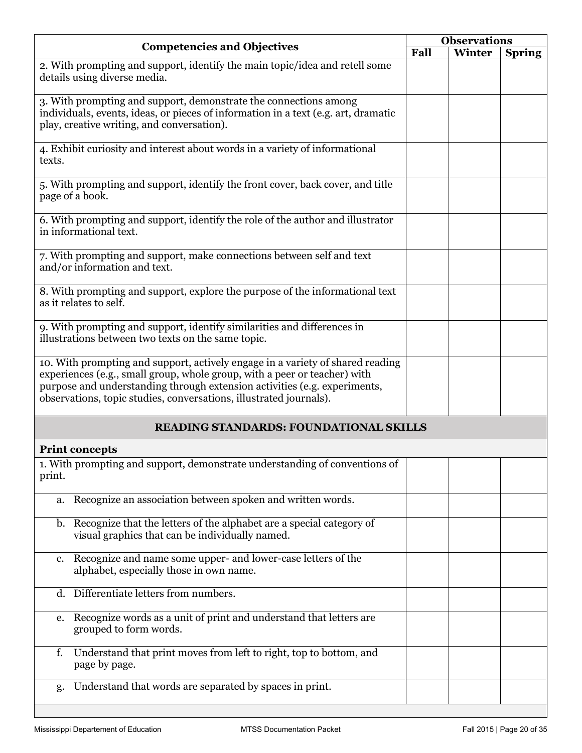| Competencies and Objectives | Observations | | |
|---|---|---|---|
| | Fall | Winter | Spring |
| 2. With prompting and support, identify the main topic/idea and retell some details using diverse media. | | | |
| 3. With prompting and support, demonstrate the connections among individuals, events, ideas, or pieces of information in a text (e.g. art, dramatic play, creative writing, and conversation). | | | |
| 4. Exhibit curiosity and interest about words in a variety of informational texts. | | | |
| 5. With prompting and support, identify the front cover, back cover, and title page of a book. | | | |
| 6. With prompting and support, identify the role of the author and illustrator in informational text. | | | |
| 7. With prompting and support, make connections between self and text and/or information and text. | | | |
| 8. With prompting and support, explore the purpose of the informational text as it relates to self. | | | |
| 9. With prompting and support, identify similarities and differences in illustrations between two texts on the same topic. | | | |
| 10. With prompting and support, actively engage in a variety of shared reading experiences (e.g., small group, whole group, with a peer or teacher) with purpose and understanding through extension activities (e.g. experiments, observations, topic studies, conversations, illustrated journals). | | | |
| **READING STANDARDS: FOUNDATIONAL SKILLS** | | | |
| **Print concepts** | | | |
| 1. With prompting and support, demonstrate understanding of conventions of print. | | | |
| a. Recognize an association between spoken and written words. | | | |
| b. Recognize that the letters of the alphabet are a special category of visual graphics that can be individually named. | | | |
| c. Recognize and name some upper- and lower-case letters of the alphabet, especially those in own name. | | | |
| d. Differentiate letters from numbers. | | | |
| e. Recognize words as a unit of print and understand that letters are grouped to form words. | | | |
| f. Understand that print moves from left to right, top to bottom, and page by page. | | | |
| g. Understand that words are separated by spaces in print. | | | |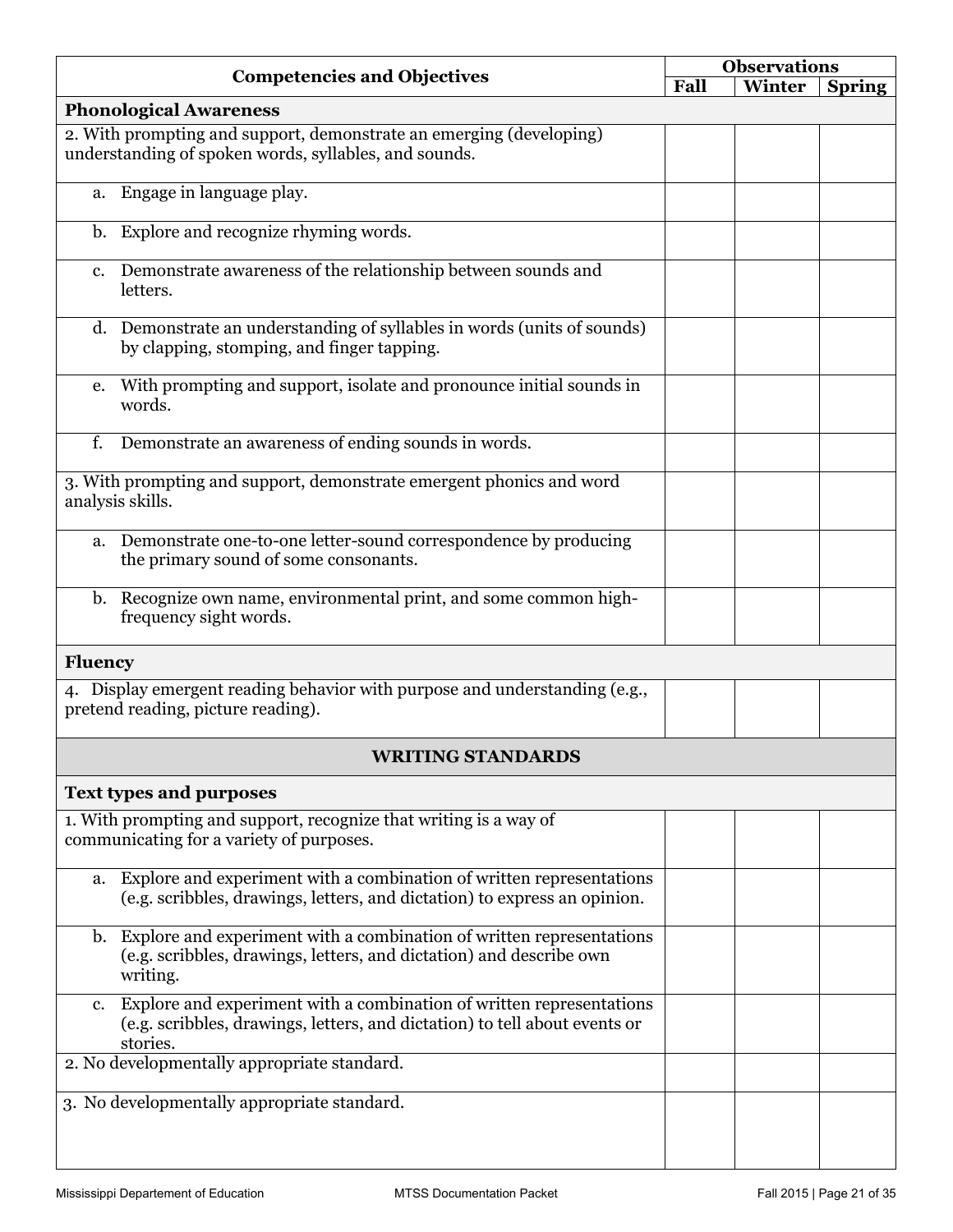| Competencies and Objectives | Observations | | |
|---|---|---|---|
| | Fall | Winter | Spring |
| **Phonological Awareness** | | | |
| 2. With prompting and support, demonstrate an emerging (developing) understanding of spoken words, syllables, and sounds. | | | |
| a. Engage in language play. | | | |
| b. Explore and recognize rhyming words. | | | |
| c. Demonstrate awareness of the relationship between sounds and letters. | | | |
| d. Demonstrate an understanding of syllables in words (units of sounds) by clapping, stomping, and finger tapping. | | | |
| e. With prompting and support, isolate and pronounce initial sounds in words. | | | |
| f. Demonstrate an awareness of ending sounds in words. | | | |
| 3. With prompting and support, demonstrate emergent phonics and word analysis skills. | | | |
| a. Demonstrate one-to-one letter-sound correspondence by producing the primary sound of some consonants. | | | |
| b. Recognize own name, environmental print, and some common high-frequency sight words. | | | |
| **Fluency** | | | |
| 4. Display emergent reading behavior with purpose and understanding (e.g., pretend reading, picture reading). | | | |
| **WRITING STANDARDS** | | | |
| **Text types and purposes** | | | |
| 1. With prompting and support, recognize that writing is a way of communicating for a variety of purposes. | | | |
| a. Explore and experiment with a combination of written representations (e.g. scribbles, drawings, letters, and dictation) to express an opinion. | | | |
| b. Explore and experiment with a combination of written representations (e.g. scribbles, drawings, letters, and dictation) and describe own writing. | | | |
| c. Explore and experiment with a combination of written representations (e.g. scribbles, drawings, letters, and dictation) to tell about events or stories. | | | |
| 2. No developmentally appropriate standard. | | | |
| 3. No developmentally appropriate standard. | | | |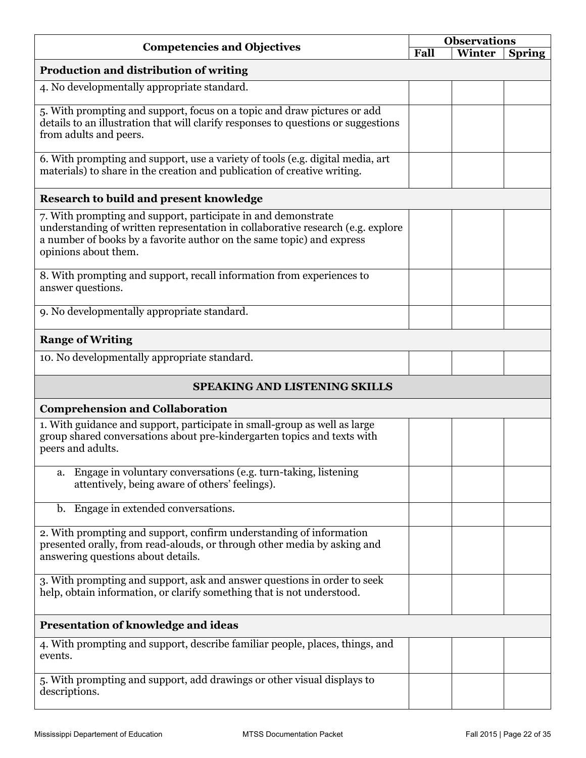| Competencies and Objectives | Observations | | |
|---|---|---|---|
| | Fall | Winter | Spring |
| **Production and distribution of writing** | | | |
| 4. No developmentally appropriate standard. | | | |
| 5. With prompting and support, focus on a topic and draw pictures or add details to an illustration that will clarify responses to questions or suggestions from adults and peers. | | | |
| 6. With prompting and support, use a variety of tools (e.g. digital media, art materials) to share in the creation and publication of creative writing. | | | |
| **Research to build and present knowledge** | | | |
| 7. With prompting and support, participate in and demonstrate understanding of written representation in collaborative research (e.g. explore a number of books by a favorite author on the same topic) and express opinions about them. | | | |
| 8. With prompting and support, recall information from experiences to answer questions. | | | |
| 9. No developmentally appropriate standard. | | | |
| **Range of Writing** | | | |
| 10. No developmentally appropriate standard. | | | |
| **SPEAKING AND LISTENING SKILLS** | | | |
| **Comprehension and Collaboration** | | | |
| 1. With guidance and support, participate in small-group as well as large group shared conversations about pre-kindergarten topics and texts with peers and adults. | | | |
| a. Engage in voluntary conversations (e.g. turn-taking, listening attentively, being aware of others' feelings). | | | |
| b. Engage in extended conversations. | | | |
| 2. With prompting and support, confirm understanding of information presented orally, from read-alouds, or through other media by asking and answering questions about details. | | | |
| 3. With prompting and support, ask and answer questions in order to seek help, obtain information, or clarify something that is not understood. | | | |
| **Presentation of knowledge and ideas** | | | |
| 4. With prompting and support, describe familiar people, places, things, and events. | | | |
| 5. With prompting and support, add drawings or other visual displays to descriptions. | | | |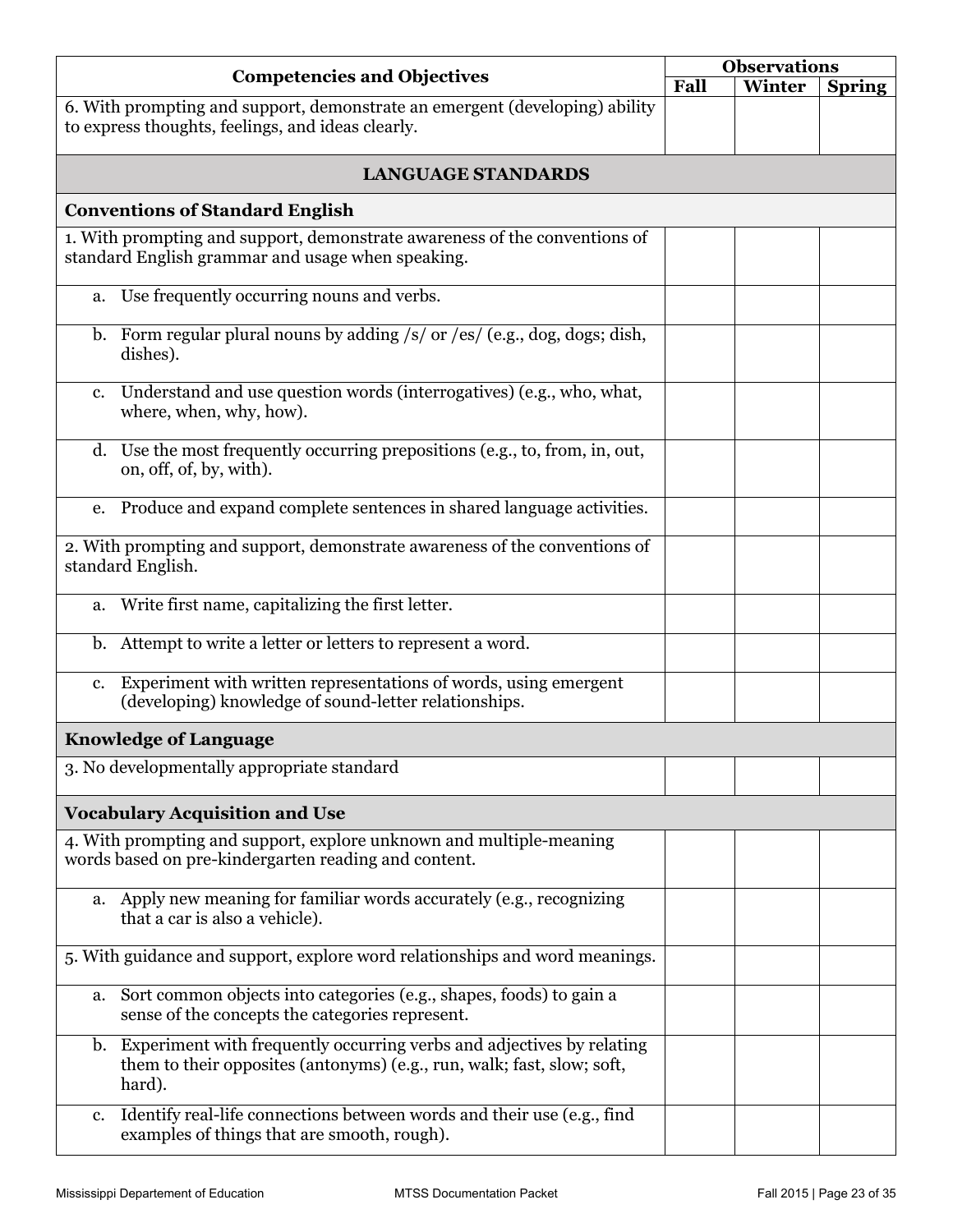| Competencies and Objectives | Observations | | |
|---|---|---|---|
| | Fall | Winter | Spring |
| 6. With prompting and support, demonstrate an emergent (developing) ability to express thoughts, feelings, and ideas clearly. | | | |
| **LANGUAGE STANDARDS** | | | |
| **Conventions of Standard English** | | | |
| 1. With prompting and support, demonstrate awareness of the conventions of standard English grammar and usage when speaking. | | | |
| a. Use frequently occurring nouns and verbs. | | | |
| b. Form regular plural nouns by adding /s/ or /es/ (e.g., dog, dogs; dish, dishes). | | | |
| c. Understand and use question words (interrogatives) (e.g., who, what, where, when, why, how). | | | |
| d. Use the most frequently occurring prepositions (e.g., to, from, in, out, on, off, of, by, with). | | | |
| e. Produce and expand complete sentences in shared language activities. | | | |
| 2. With prompting and support, demonstrate awareness of the conventions of standard English. | | | |
| a. Write first name, capitalizing the first letter. | | | |
| b. Attempt to write a letter or letters to represent a word. | | | |
| c. Experiment with written representations of words, using emergent (developing) knowledge of sound-letter relationships. | | | |
| **Knowledge of Language** | | | |
| 3. No developmentally appropriate standard | | | |
| **Vocabulary Acquisition and Use** | | | |
| 4. With prompting and support, explore unknown and multiple-meaning words based on pre-kindergarten reading and content. | | | |
| a. Apply new meaning for familiar words accurately (e.g., recognizing that a car is also a vehicle). | | | |
| 5. With guidance and support, explore word relationships and word meanings. | | | |
| a. Sort common objects into categories (e.g., shapes, foods) to gain a sense of the concepts the categories represent. | | | |
| b. Experiment with frequently occurring verbs and adjectives by relating them to their opposites (antonyms) (e.g., run, walk; fast, slow; soft, hard). | | | |
| c. Identify real-life connections between words and their use (e.g., find examples of things that are smooth, rough). | | | |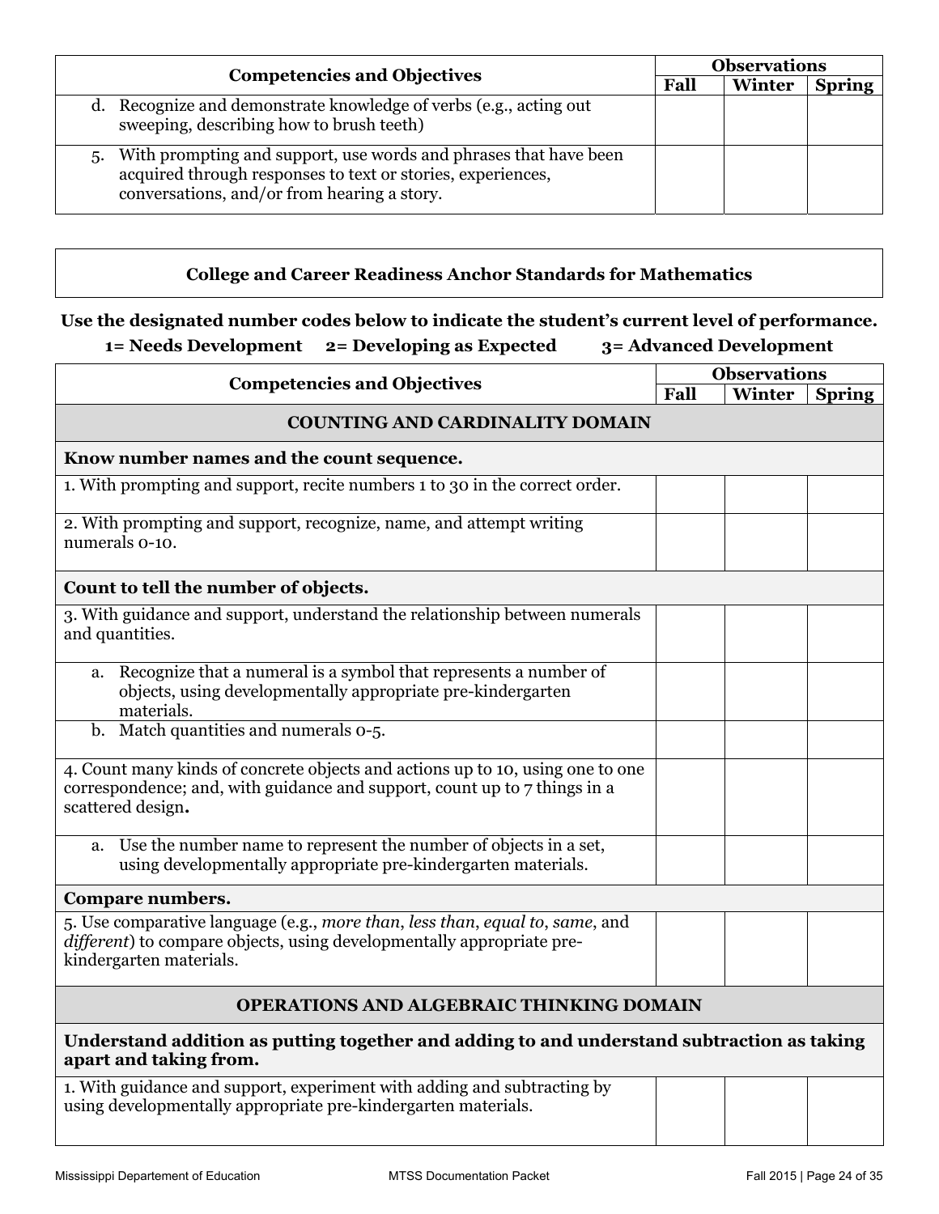| Competencies and Objectives | Observations | | |
|---|---|---|---|
| | Fall | Winter | Spring |
| d. Recognize and demonstrate knowledge of verbs (e.g., acting out sweeping, describing how to brush teeth) | | | |
| 5. With prompting and support, use words and phrases that have been acquired through responses to text or stories, experiences, conversations, and/or from hearing a story. | | | |

## College and Career Readiness Anchor Standards for Mathematics

**Use the designated number codes below to indicate the student's current level of performance.**

**1= Needs Development 2= Developing as Expected 3= Advanced Development**

| Competencies and Objectives | Observations | | |
|---|---|---|---|
| | Fall | Winter | Spring |
| **COUNTING AND CARDINALITY DOMAIN** | | | |
| **Know number names and the count sequence.** | | | |
| 1. With prompting and support, recite numbers 1 to 30 in the correct order. | | | |
| 2. With prompting and support, recognize, name, and attempt writing numerals 0-10. | | | |
| **Count to tell the number of objects.** | | | |
| 3. With guidance and support, understand the relationship between numerals and quantities. | | | |
| a. Recognize that a numeral is a symbol that represents a number of objects, using developmentally appropriate pre-kindergarten materials. | | | |
| b. Match quantities and numerals 0-5. | | | |
| 4. Count many kinds of concrete objects and actions up to 10, using one to one correspondence; and, with guidance and support, count up to 7 things in a scattered design**.** | | | |
| a. Use the number name to represent the number of objects in a set, using developmentally appropriate pre-kindergarten materials. | | | |
| **Compare numbers.** | | | |
| 5. Use comparative language (e.g., *more than*, *less than*, *equal to*, *same*, and *different*) to compare objects, using developmentally appropriate pre-kindergarten materials. | | | |
| **OPERATIONS AND ALGEBRAIC THINKING DOMAIN** | | | |
| **Understand addition as putting together and adding to and understand subtraction as taking apart and taking from.** | | | |
| 1. With guidance and support, experiment with adding and subtracting by using developmentally appropriate pre-kindergarten materials. | | | |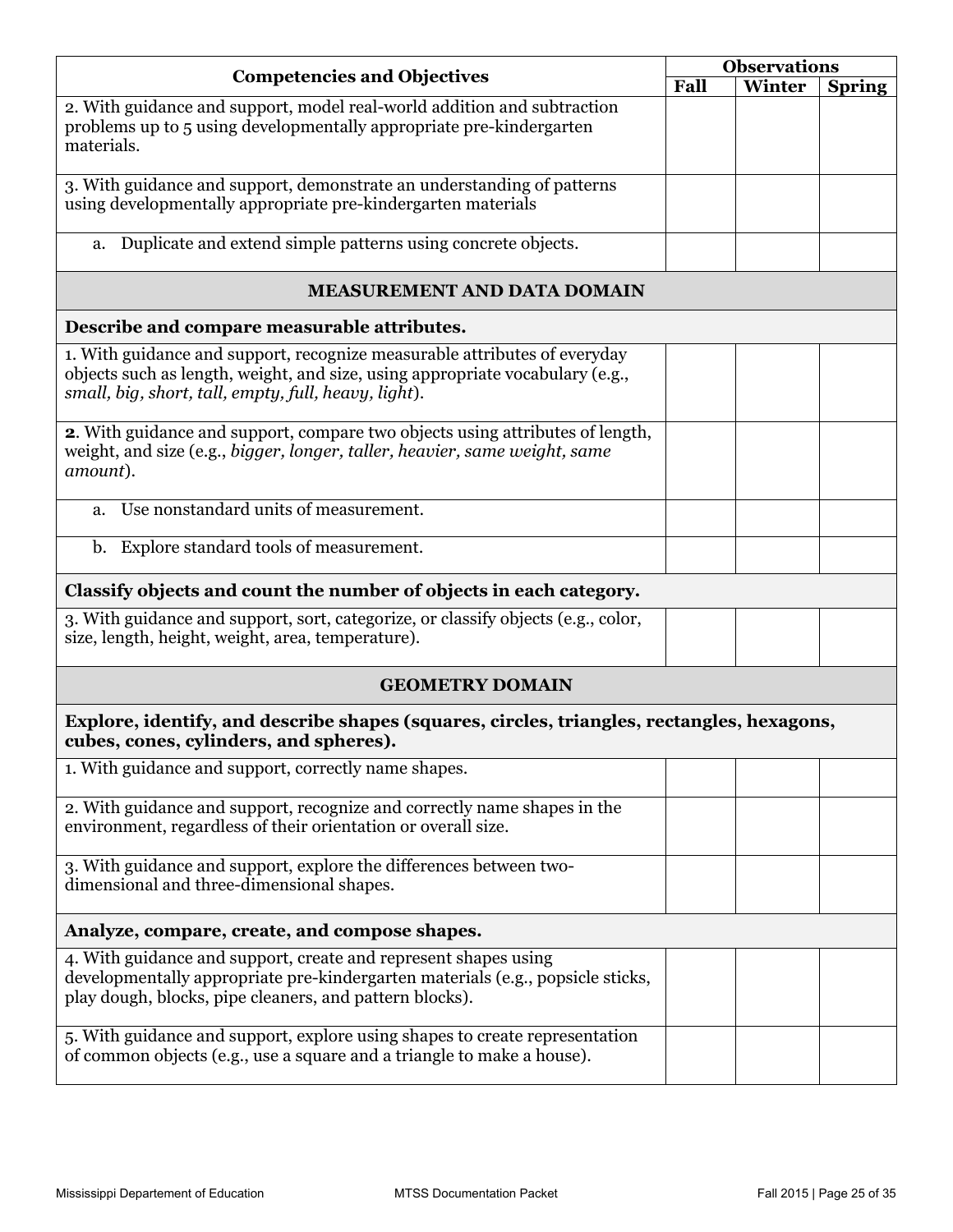| Competencies and Objectives | Observations | | |
|---|---|---|---|
| | Fall | Winter | Spring |
| 2. With guidance and support, model real-world addition and subtraction problems up to 5 using developmentally appropriate pre-kindergarten materials. | | | |
| 3. With guidance and support, demonstrate an understanding of patterns using developmentally appropriate pre-kindergarten materials | | | |
| a. Duplicate and extend simple patterns using concrete objects. | | | |
| **MEASUREMENT AND DATA DOMAIN** | | | |
| **Describe and compare measurable attributes.** | | | |
| 1. With guidance and support, recognize measurable attributes of everyday objects such as length, weight, and size, using appropriate vocabulary (e.g., *small, big, short, tall, empty, full, heavy, light*). | | | |
| **2**. With guidance and support, compare two objects using attributes of length, weight, and size (e.g., *bigger, longer, taller, heavier, same weight, same amount*). | | | |
| a. Use nonstandard units of measurement. | | | |
| b. Explore standard tools of measurement. | | | |
| **Classify objects and count the number of objects in each category.** | | | |
| 3. With guidance and support, sort, categorize, or classify objects (e.g., color, size, length, height, weight, area, temperature). | | | |
| **GEOMETRY DOMAIN** | | | |
| **Explore, identify, and describe shapes (squares, circles, triangles, rectangles, hexagons, cubes, cones, cylinders, and spheres).** | | | |
| 1. With guidance and support, correctly name shapes. | | | |
| 2. With guidance and support, recognize and correctly name shapes in the environment, regardless of their orientation or overall size. | | | |
| 3. With guidance and support, explore the differences between two-dimensional and three-dimensional shapes. | | | |
| **Analyze, compare, create, and compose shapes.** | | | |
| 4. With guidance and support, create and represent shapes using developmentally appropriate pre-kindergarten materials (e.g., popsicle sticks, play dough, blocks, pipe cleaners, and pattern blocks). | | | |
| 5. With guidance and support, explore using shapes to create representation of common objects (e.g., use a square and a triangle to make a house). | | | |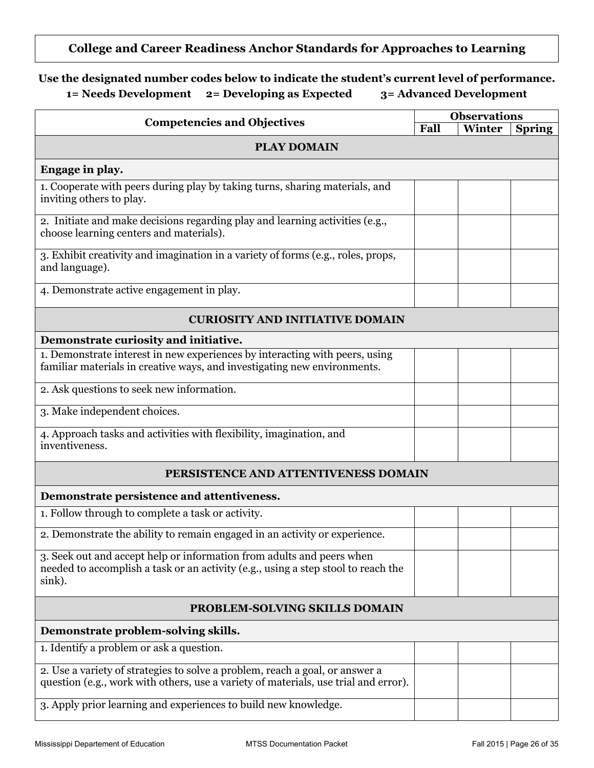## College and Career Readiness Anchor Standards for Approaches to Learning

**Use the designated number codes below to indicate the student's current level of performance.**
**1= Needs Development 2= Developing as Expected 3= Advanced Development**

| Competencies and Objectives | Observations | | |
|---|---|---|---|
| | Fall | Winter | Spring |
| **PLAY DOMAIN** | | | |
| **Engage in play.** | | | |
| 1. Cooperate with peers during play by taking turns, sharing materials, and inviting others to play. | | | |
| 2. Initiate and make decisions regarding play and learning activities (e.g., choose learning centers and materials). | | | |
| 3. Exhibit creativity and imagination in a variety of forms (e.g., roles, props, and language). | | | |
| 4. Demonstrate active engagement in play. | | | |
| **CURIOSITY AND INITIATIVE DOMAIN** | | | |
| **Demonstrate curiosity and initiative.** | | | |
| 1. Demonstrate interest in new experiences by interacting with peers, using familiar materials in creative ways, and investigating new environments. | | | |
| 2. Ask questions to seek new information. | | | |
| 3. Make independent choices. | | | |
| 4. Approach tasks and activities with flexibility, imagination, and inventiveness. | | | |
| **PERSISTENCE AND ATTENTIVENESS DOMAIN** | | | |
| **Demonstrate persistence and attentiveness.** | | | |
| 1. Follow through to complete a task or activity. | | | |
| 2. Demonstrate the ability to remain engaged in an activity or experience. | | | |
| 3. Seek out and accept help or information from adults and peers when needed to accomplish a task or an activity (e.g., using a step stool to reach the sink). | | | |
| **PROBLEM-SOLVING SKILLS DOMAIN** | | | |
| **Demonstrate problem-solving skills.** | | | |
| 1. Identify a problem or ask a question. | | | |
| 2. Use a variety of strategies to solve a problem, reach a goal, or answer a question (e.g., work with others, use a variety of materials, use trial and error). | | | |
| 3. Apply prior learning and experiences to build new knowledge. | | | |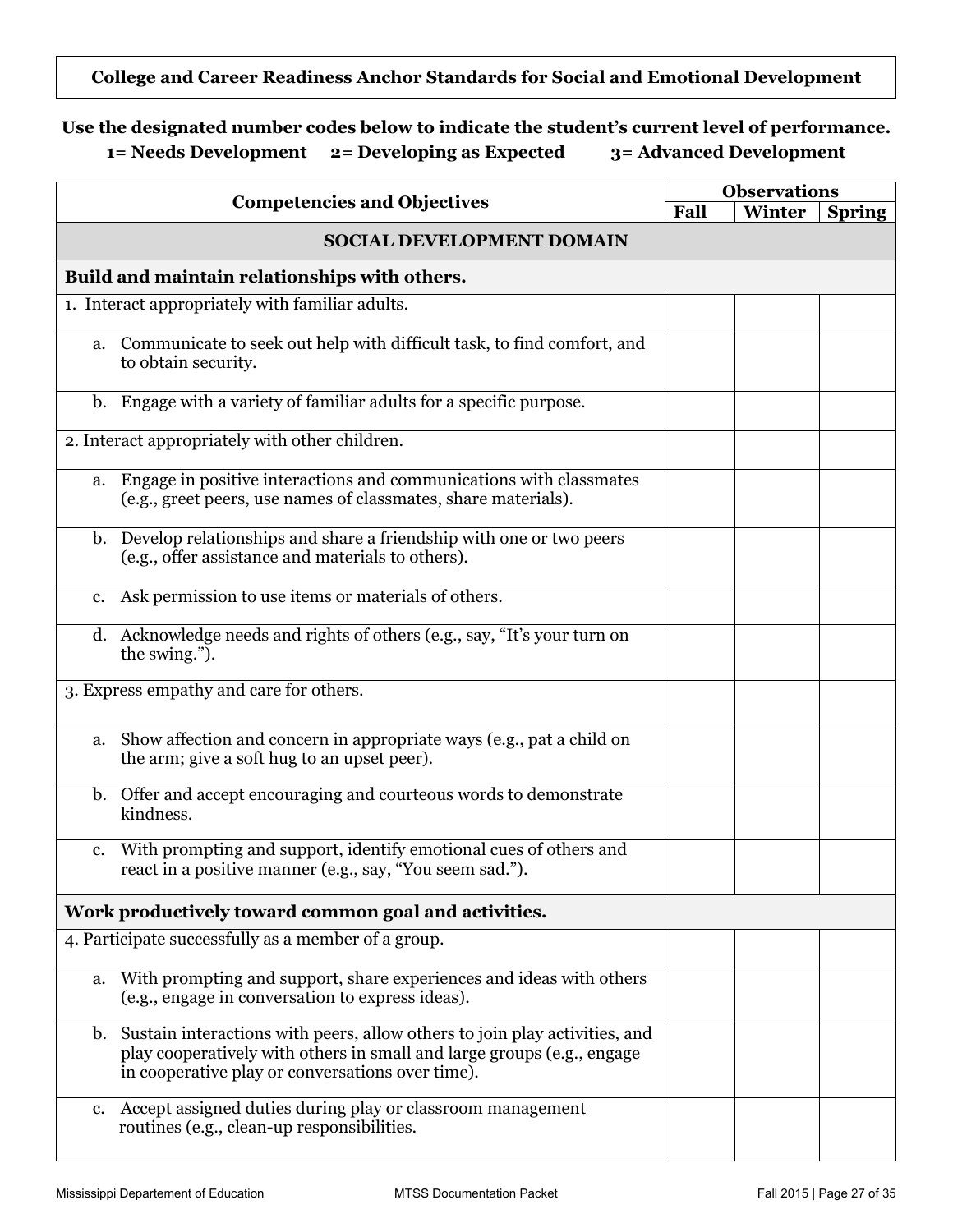**College and Career Readiness Anchor Standards for Social and Emotional Development**

**Use the designated number codes below to indicate the student's current level of performance.**
**1= Needs Development 2= Developing as Expected 3= Advanced Development**

| Competencies and Objectives | Observations | | |
|---|---|---|---|
| | **Fall** | **Winter** | **Spring** |
| **SOCIAL DEVELOPMENT DOMAIN** | | | |
| **Build and maintain relationships with others.** | | | |
| 1. Interact appropriately with familiar adults. | | | |
| a. Communicate to seek out help with difficult task, to find comfort, and to obtain security. | | | |
| b. Engage with a variety of familiar adults for a specific purpose. | | | |
| 2. Interact appropriately with other children. | | | |
| a. Engage in positive interactions and communications with classmates (e.g., greet peers, use names of classmates, share materials). | | | |
| b. Develop relationships and share a friendship with one or two peers (e.g., offer assistance and materials to others). | | | |
| c. Ask permission to use items or materials of others. | | | |
| d. Acknowledge needs and rights of others (e.g., say, "It's your turn on the swing."). | | | |
| 3. Express empathy and care for others. | | | |
| a. Show affection and concern in appropriate ways (e.g., pat a child on the arm; give a soft hug to an upset peer). | | | |
| b. Offer and accept encouraging and courteous words to demonstrate kindness. | | | |
| c. With prompting and support, identify emotional cues of others and react in a positive manner (e.g., say, "You seem sad."). | | | |
| **Work productively toward common goal and activities.** | | | |
| 4. Participate successfully as a member of a group. | | | |
| a. With prompting and support, share experiences and ideas with others (e.g., engage in conversation to express ideas). | | | |
| b. Sustain interactions with peers, allow others to join play activities, and play cooperatively with others in small and large groups (e.g., engage in cooperative play or conversations over time). | | | |
| c. Accept assigned duties during play or classroom management routines (e.g., clean-up responsibilities. | | | |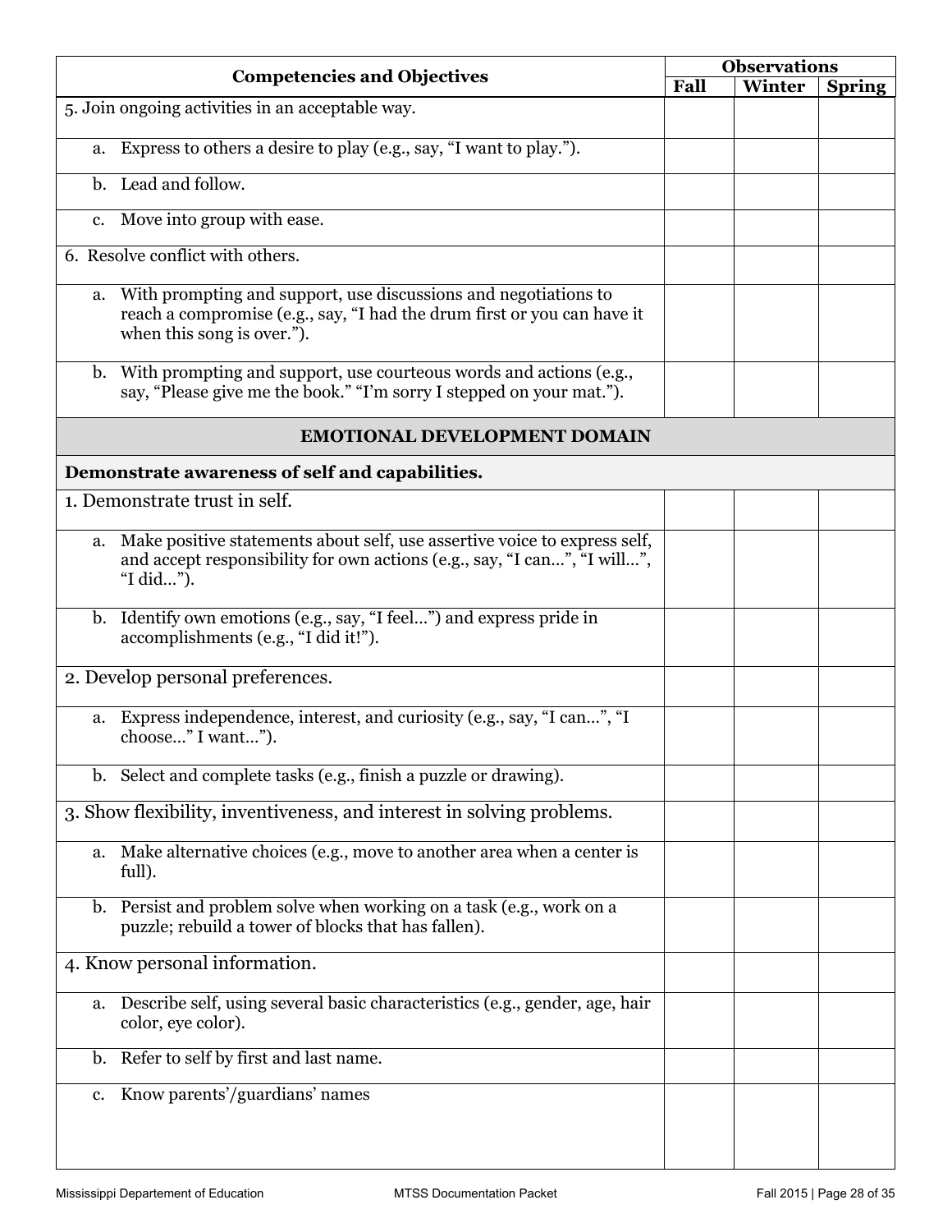| Competencies and Objectives | Observations | | |
|---|---|---|---|
| | Fall | Winter | Spring |
| 5. Join ongoing activities in an acceptable way. | | | |
| a. Express to others a desire to play (e.g., say, "I want to play."). | | | |
| b. Lead and follow. | | | |
| c. Move into group with ease. | | | |
| 6. Resolve conflict with others. | | | |
| a. With prompting and support, use discussions and negotiations to reach a compromise (e.g., say, "I had the drum first or you can have it when this song is over."). | | | |
| b. With prompting and support, use courteous words and actions (e.g., say, "Please give me the book." "I'm sorry I stepped on your mat."). | | | |
| **EMOTIONAL DEVELOPMENT DOMAIN** | | | |
| **Demonstrate awareness of self and capabilities.** | | | |
| 1. Demonstrate trust in self. | | | |
| a. Make positive statements about self, use assertive voice to express self, and accept responsibility for own actions (e.g., say, "I can…", "I will…", "I did…"). | | | |
| b. Identify own emotions (e.g., say, "I feel…") and express pride in accomplishments (e.g., "I did it!"). | | | |
| 2. Develop personal preferences. | | | |
| a. Express independence, interest, and curiosity (e.g., say, "I can…", "I choose…" I want…"). | | | |
| b. Select and complete tasks (e.g., finish a puzzle or drawing). | | | |
| 3. Show flexibility, inventiveness, and interest in solving problems. | | | |
| a. Make alternative choices (e.g., move to another area when a center is full). | | | |
| b. Persist and problem solve when working on a task (e.g., work on a puzzle; rebuild a tower of blocks that has fallen). | | | |
| 4. Know personal information. | | | |
| a. Describe self, using several basic characteristics (e.g., gender, age, hair color, eye color). | | | |
| b. Refer to self by first and last name. | | | |
| c. Know parents'/guardians' names | | | |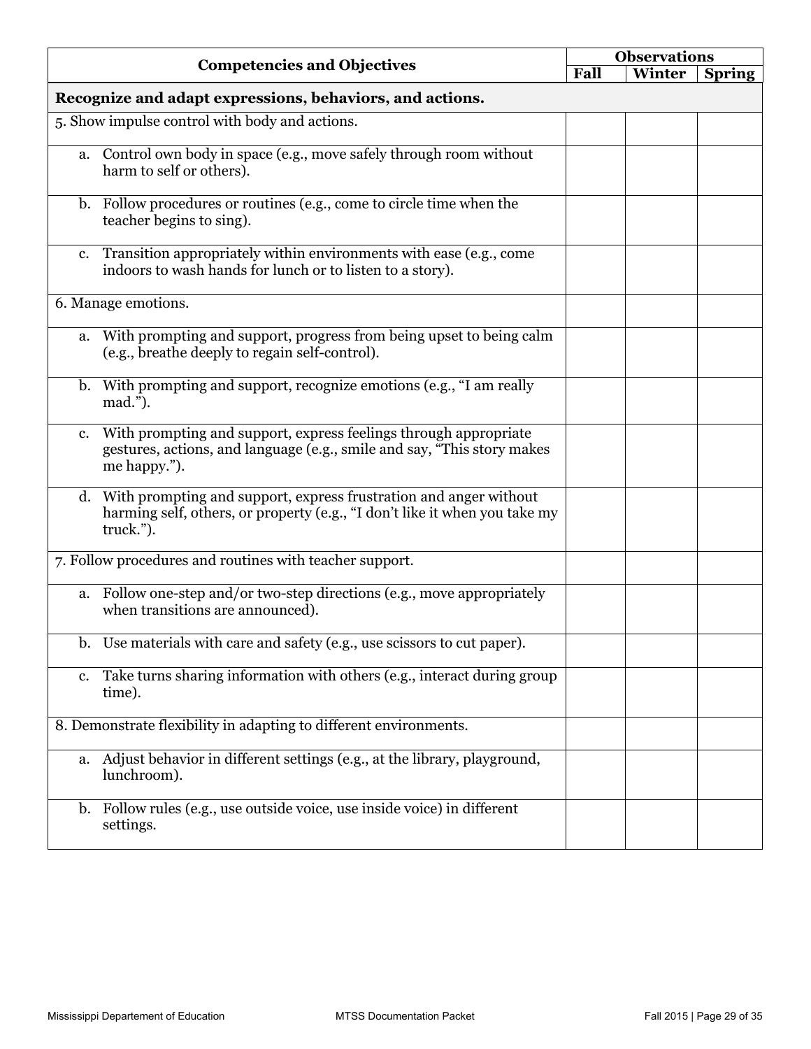| Competencies and Objectives | Observations | | |
|---|---|---|---|
| | Fall | Winter | Spring |
| **Recognize and adapt expressions, behaviors, and actions.** | | | |
| 5. Show impulse control with body and actions. | | | |
| a. Control own body in space (e.g., move safely through room without harm to self or others). | | | |
| b. Follow procedures or routines (e.g., come to circle time when the teacher begins to sing). | | | |
| c. Transition appropriately within environments with ease (e.g., come indoors to wash hands for lunch or to listen to a story). | | | |
| 6. Manage emotions. | | | |
| a. With prompting and support, progress from being upset to being calm (e.g., breathe deeply to regain self-control). | | | |
| b. With prompting and support, recognize emotions (e.g., "I am really mad."). | | | |
| c. With prompting and support, express feelings through appropriate gestures, actions, and language (e.g., smile and say, "This story makes me happy."). | | | |
| d. With prompting and support, express frustration and anger without harming self, others, or property (e.g., "I don't like it when you take my truck."). | | | |
| 7. Follow procedures and routines with teacher support. | | | |
| a. Follow one-step and/or two-step directions (e.g., move appropriately when transitions are announced). | | | |
| b. Use materials with care and safety (e.g., use scissors to cut paper). | | | |
| c. Take turns sharing information with others (e.g., interact during group time). | | | |
| 8. Demonstrate flexibility in adapting to different environments. | | | |
| a. Adjust behavior in different settings (e.g., at the library, playground, lunchroom). | | | |
| b. Follow rules (e.g., use outside voice, use inside voice) in different settings. | | | |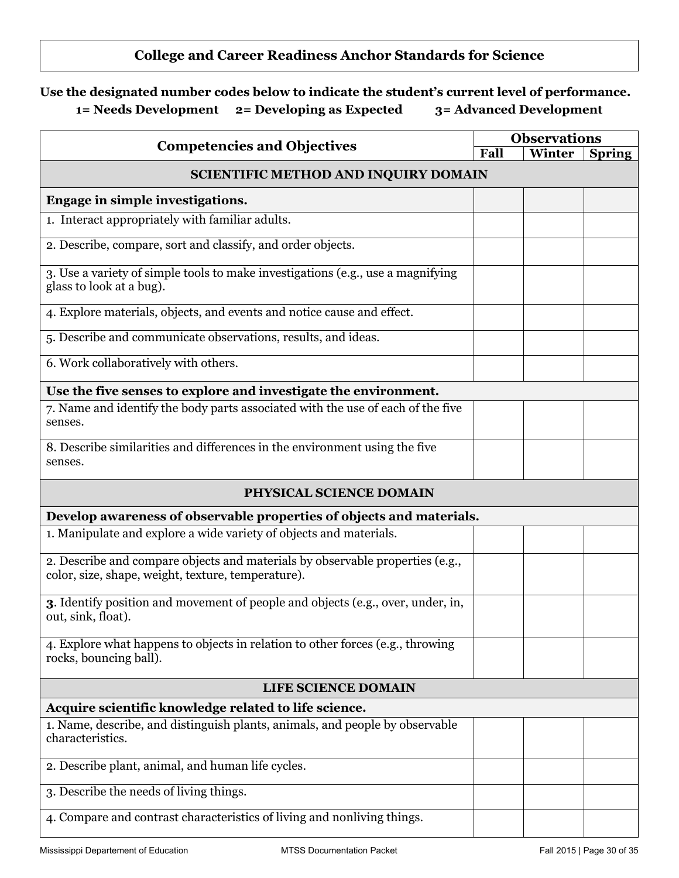# College and Career Readiness Anchor Standards for Science

**Use the designated number codes below to indicate the student's current level of performance.**
**1= Needs Development 2= Developing as Expected 3= Advanced Development**

| Competencies and Objectives | Observations | | |
|---|---|---|---|
| | Fall | Winter | Spring |
| **SCIENTIFIC METHOD AND INQUIRY DOMAIN** | | | |
| **Engage in simple investigations.** | | | |
| 1. Interact appropriately with familiar adults. | | | |
| 2. Describe, compare, sort and classify, and order objects. | | | |
| 3. Use a variety of simple tools to make investigations (e.g., use a magnifying glass to look at a bug). | | | |
| 4. Explore materials, objects, and events and notice cause and effect. | | | |
| 5. Describe and communicate observations, results, and ideas. | | | |
| 6. Work collaboratively with others. | | | |
| **Use the five senses to explore and investigate the environment.** | | | |
| 7. Name and identify the body parts associated with the use of each of the five senses. | | | |
| 8. Describe similarities and differences in the environment using the five senses. | | | |
| **PHYSICAL SCIENCE DOMAIN** | | | |
| **Develop awareness of observable properties of objects and materials.** | | | |
| 1. Manipulate and explore a wide variety of objects and materials. | | | |
| 2. Describe and compare objects and materials by observable properties (e.g., color, size, shape, weight, texture, temperature). | | | |
| **3**. Identify position and movement of people and objects (e.g., over, under, in, out, sink, float). | | | |
| 4. Explore what happens to objects in relation to other forces (e.g., throwing rocks, bouncing ball). | | | |
| **LIFE SCIENCE DOMAIN** | | | |
| **Acquire scientific knowledge related to life science.** | | | |
| 1. Name, describe, and distinguish plants, animals, and people by observable characteristics. | | | |
| 2. Describe plant, animal, and human life cycles. | | | |
| 3. Describe the needs of living things. | | | |
| 4. Compare and contrast characteristics of living and nonliving things. | | | |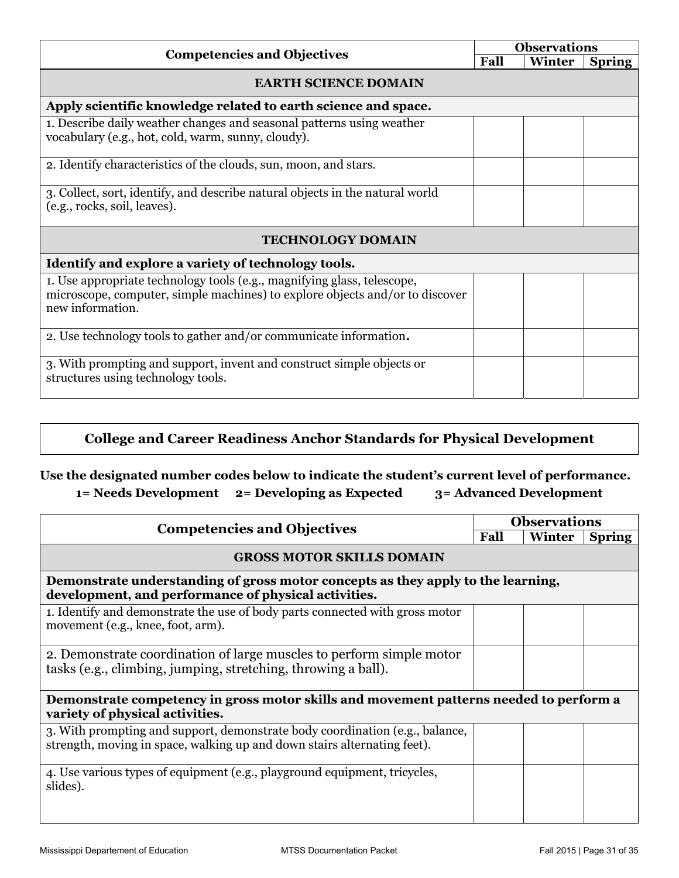| Competencies and Objectives | Observations | | |
|---|---|---|---|
| | **Fall** | **Winter** | **Spring** |
| **EARTH SCIENCE DOMAIN** | | | |
| **Apply scientific knowledge related to earth science and space.** | | | |
| 1. Describe daily weather changes and seasonal patterns using weather vocabulary (e.g., hot, cold, warm, sunny, cloudy). | | | |
| 2. Identify characteristics of the clouds, sun, moon, and stars. | | | |
| 3. Collect, sort, identify, and describe natural objects in the natural world (e.g., rocks, soil, leaves). | | | |
| **TECHNOLOGY DOMAIN** | | | |
| **Identify and explore a variety of technology tools.** | | | |
| 1. Use appropriate technology tools (e.g., magnifying glass, telescope, microscope, computer, simple machines) to explore objects and/or to discover new information. | | | |
| 2. Use technology tools to gather and/or communicate information. | | | |
| 3. With prompting and support, invent and construct simple objects or structures using technology tools. | | | |

## College and Career Readiness Anchor Standards for Physical Development

**Use the designated number codes below to indicate the student's current level of performance.**

**1= Needs Development 2= Developing as Expected 3= Advanced Development**

| Competencies and Objectives | Observations | | |
|---|---|---|---|
| | **Fall** | **Winter** | **Spring** |
| **GROSS MOTOR SKILLS DOMAIN** | | | |
| **Demonstrate understanding of gross motor concepts as they apply to the learning, development, and performance of physical activities.** | | | |
| 1. Identify and demonstrate the use of body parts connected with gross motor movement (e.g., knee, foot, arm). | | | |
| 2. Demonstrate coordination of large muscles to perform simple motor tasks (e.g., climbing, jumping, stretching, throwing a ball). | | | |
| **Demonstrate competency in gross motor skills and movement patterns needed to perform a variety of physical activities.** | | | |
| 3. With prompting and support, demonstrate body coordination (e.g., balance, strength, moving in space, walking up and down stairs alternating feet). | | | |
| 4. Use various types of equipment (e.g., playground equipment, tricycles, slides). | | | |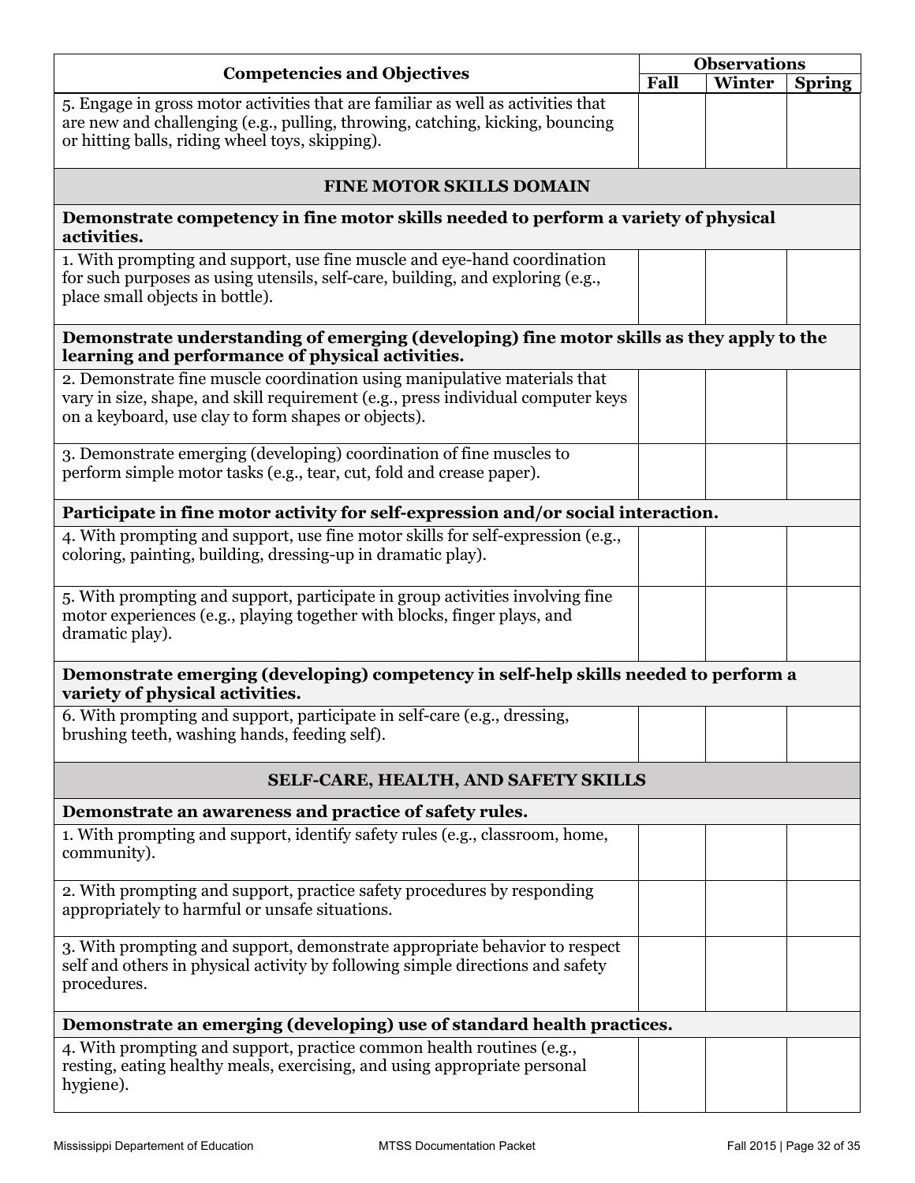| Competencies and Objectives | Observations | | |
|---|---|---|---|
| | Fall | Winter | Spring |
| 5. Engage in gross motor activities that are familiar as well as activities that are new and challenging (e.g., pulling, throwing, catching, kicking, bouncing or hitting balls, riding wheel toys, skipping). | | | |
| **FINE MOTOR SKILLS DOMAIN** | | | |
| **Demonstrate competency in fine motor skills needed to perform a variety of physical activities.** | | | |
| 1. With prompting and support, use fine muscle and eye-hand coordination for such purposes as using utensils, self-care, building, and exploring (e.g., place small objects in bottle). | | | |
| **Demonstrate understanding of emerging (developing) fine motor skills as they apply to the learning and performance of physical activities.** | | | |
| 2. Demonstrate fine muscle coordination using manipulative materials that vary in size, shape, and skill requirement (e.g., press individual computer keys on a keyboard, use clay to form shapes or objects). | | | |
| 3. Demonstrate emerging (developing) coordination of fine muscles to perform simple motor tasks (e.g., tear, cut, fold and crease paper). | | | |
| **Participate in fine motor activity for self-expression and/or social interaction.** | | | |
| 4. With prompting and support, use fine motor skills for self-expression (e.g., coloring, painting, building, dressing-up in dramatic play). | | | |
| 5. With prompting and support, participate in group activities involving fine motor experiences (e.g., playing together with blocks, finger plays, and dramatic play). | | | |
| **Demonstrate emerging (developing) competency in self-help skills needed to perform a variety of physical activities.** | | | |
| 6. With prompting and support, participate in self-care (e.g., dressing, brushing teeth, washing hands, feeding self). | | | |
| **SELF-CARE, HEALTH, AND SAFETY SKILLS** | | | |
| **Demonstrate an awareness and practice of safety rules.** | | | |
| 1. With prompting and support, identify safety rules (e.g., classroom, home, community). | | | |
| 2. With prompting and support, practice safety procedures by responding appropriately to harmful or unsafe situations. | | | |
| 3. With prompting and support, demonstrate appropriate behavior to respect self and others in physical activity by following simple directions and safety procedures. | | | |
| **Demonstrate an emerging (developing) use of standard health practices.** | | | |
| 4. With prompting and support, practice common health routines (e.g., resting, eating healthy meals, exercising, and using appropriate personal hygiene). | | | |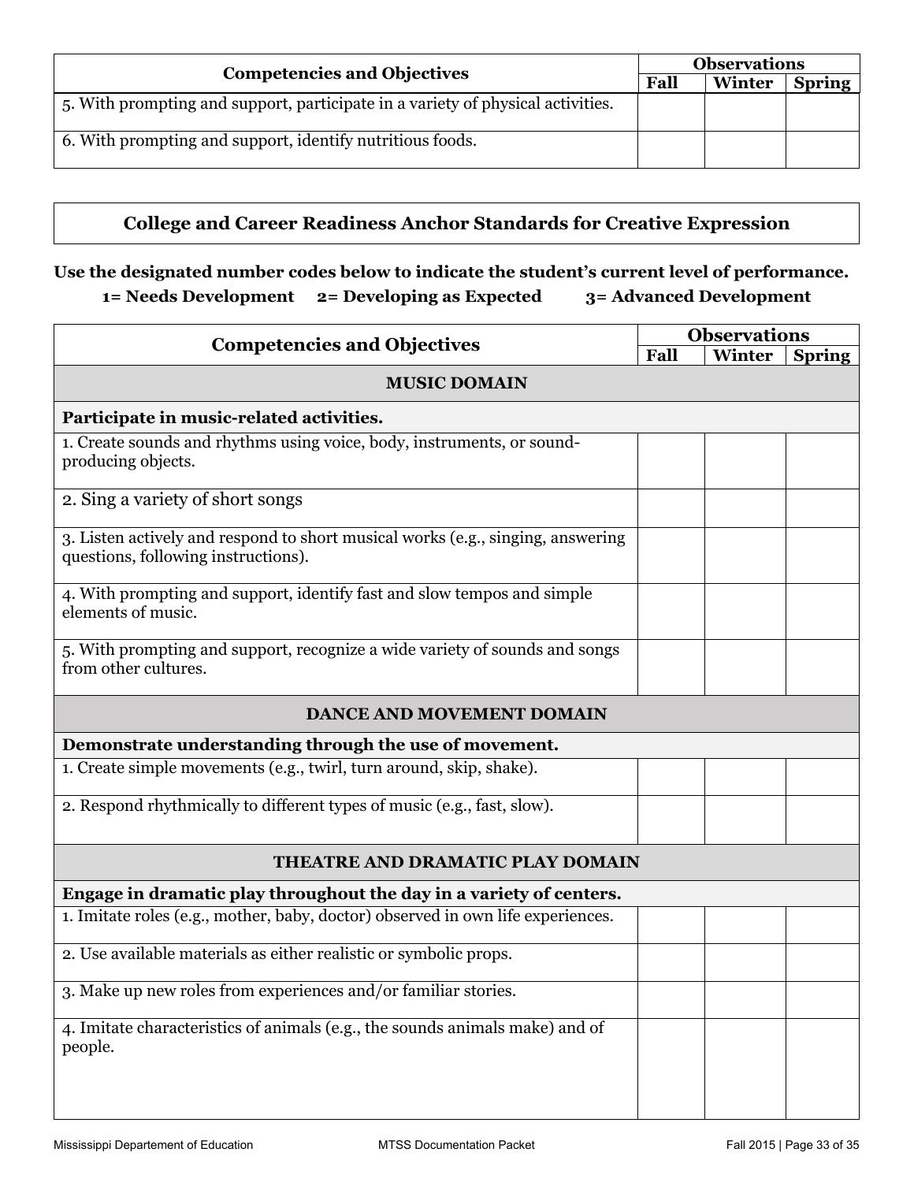| Competencies and Objectives | Observations | | |
|---|---|---|---|
| | Fall | Winter | Spring |
| 5. With prompting and support, participate in a variety of physical activities. | | | |
| 6. With prompting and support, identify nutritious foods. | | | |

## College and Career Readiness Anchor Standards for Creative Expression

**Use the designated number codes below to indicate the student's current level of performance.**

**1= Needs Development 2= Developing as Expected 3= Advanced Development**

| Competencies and Objectives | Observations | | |
|---|---|---|---|
| | Fall | Winter | Spring |
| **MUSIC DOMAIN** | | | |
| **Participate in music-related activities.** | | | |
| 1. Create sounds and rhythms using voice, body, instruments, or sound-producing objects. | | | |
| 2. Sing a variety of short songs | | | |
| 3. Listen actively and respond to short musical works (e.g., singing, answering questions, following instructions). | | | |
| 4. With prompting and support, identify fast and slow tempos and simple elements of music. | | | |
| 5. With prompting and support, recognize a wide variety of sounds and songs from other cultures. | | | |
| **DANCE AND MOVEMENT DOMAIN** | | | |
| **Demonstrate understanding through the use of movement.** | | | |
| 1. Create simple movements (e.g., twirl, turn around, skip, shake). | | | |
| 2. Respond rhythmically to different types of music (e.g., fast, slow). | | | |
| **THEATRE AND DRAMATIC PLAY DOMAIN** | | | |
| **Engage in dramatic play throughout the day in a variety of centers.** | | | |
| 1. Imitate roles (e.g., mother, baby, doctor) observed in own life experiences. | | | |
| 2. Use available materials as either realistic or symbolic props. | | | |
| 3. Make up new roles from experiences and/or familiar stories. | | | |
| 4. Imitate characteristics of animals (e.g., the sounds animals make) and of people. | | | |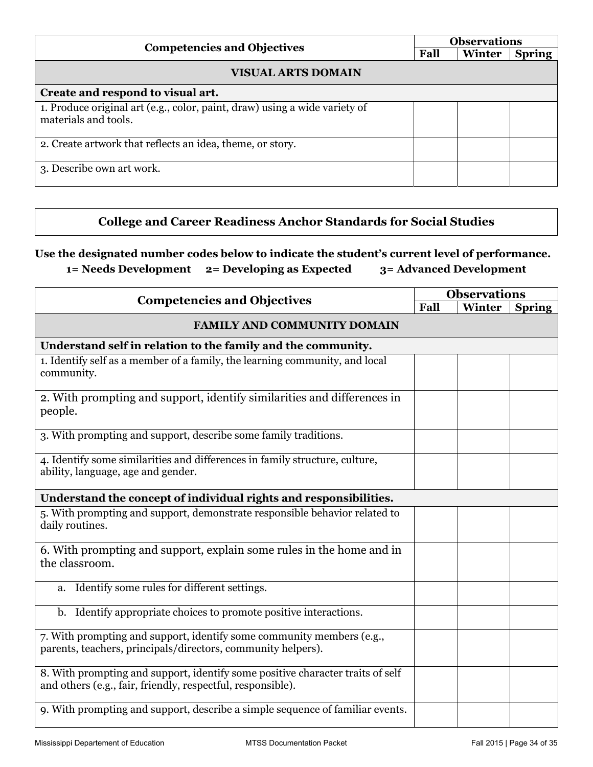| Competencies and Objectives | Observations | | |
|---|---|---|---|
| | Fall | Winter | Spring |
| **VISUAL ARTS DOMAIN** | | | |
| **Create and respond to visual art.** | | | |
| 1. Produce original art (e.g., color, paint, draw) using a wide variety of materials and tools. | | | |
| 2. Create artwork that reflects an idea, theme, or story. | | | |
| 3. Describe own art work. | | | |

## College and Career Readiness Anchor Standards for Social Studies

**Use the designated number codes below to indicate the student's current level of performance.**

**1= Needs Development 2= Developing as Expected 3= Advanced Development**

| Competencies and Objectives | Observations | | |
|---|---|---|---|
| | Fall | Winter | Spring |
| **FAMILY AND COMMUNITY DOMAIN** | | | |
| **Understand self in relation to the family and the community.** | | | |
| 1. Identify self as a member of a family, the learning community, and local community. | | | |
| 2. With prompting and support, identify similarities and differences in people. | | | |
| 3. With prompting and support, describe some family traditions. | | | |
| 4. Identify some similarities and differences in family structure, culture, ability, language, age and gender. | | | |
| **Understand the concept of individual rights and responsibilities.** | | | |
| 5. With prompting and support, demonstrate responsible behavior related to daily routines. | | | |
| 6. With prompting and support, explain some rules in the home and in the classroom. | | | |
| a. Identify some rules for different settings. | | | |
| b. Identify appropriate choices to promote positive interactions. | | | |
| 7. With prompting and support, identify some community members (e.g., parents, teachers, principals/directors, community helpers). | | | |
| 8. With prompting and support, identify some positive character traits of self and others (e.g., fair, friendly, respectful, responsible). | | | |
| 9. With prompting and support, describe a simple sequence of familiar events. | | | |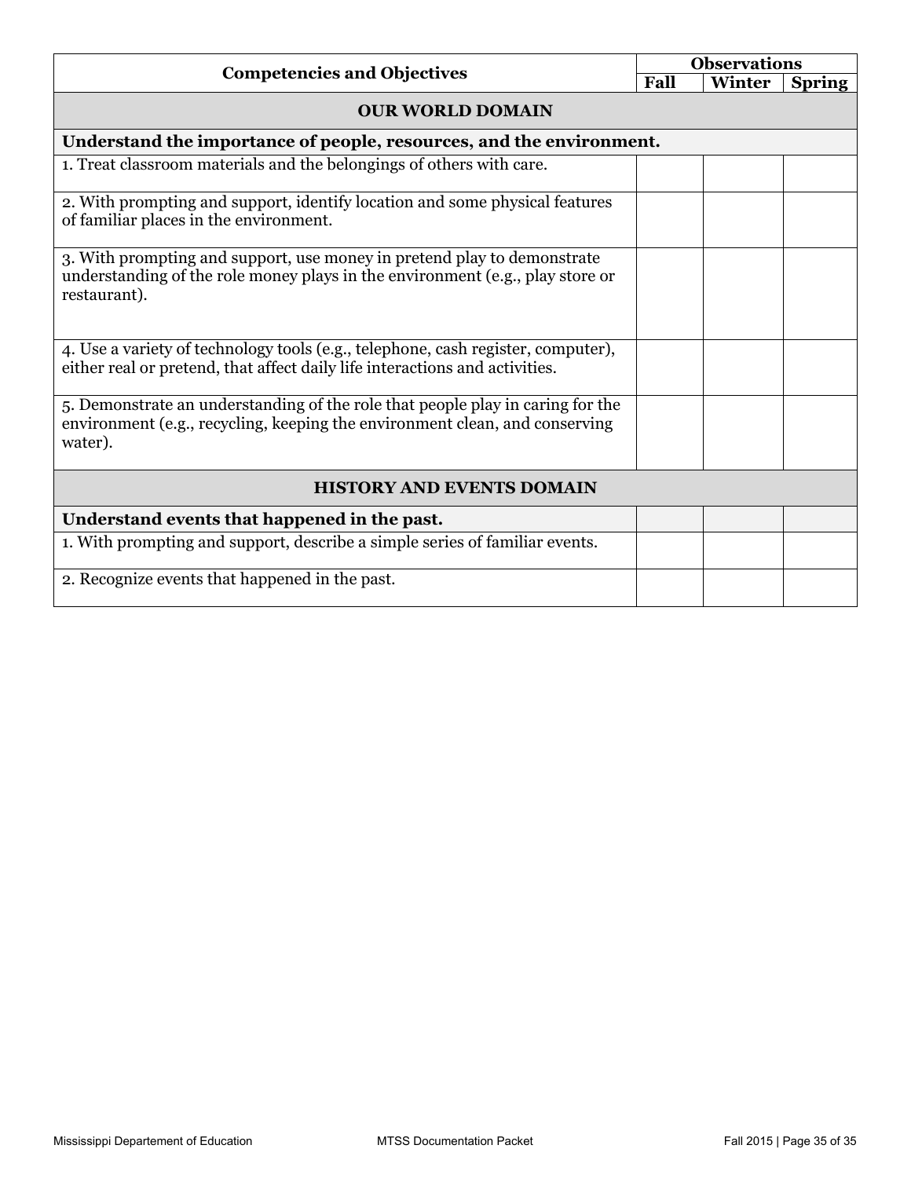| Competencies and Objectives | Observations | | |
|---|---|---|---|
| | Fall | Winter | Spring |
| **OUR WORLD DOMAIN** | | | |
| **Understand the importance of people, resources, and the environment.** | | | |
| 1. Treat classroom materials and the belongings of others with care. | | | |
| 2. With prompting and support, identify location and some physical features of familiar places in the environment. | | | |
| 3. With prompting and support, use money in pretend play to demonstrate understanding of the role money plays in the environment (e.g., play store or restaurant). | | | |
| 4. Use a variety of technology tools (e.g., telephone, cash register, computer), either real or pretend, that affect daily life interactions and activities. | | | |
| 5. Demonstrate an understanding of the role that people play in caring for the environment (e.g., recycling, keeping the environment clean, and conserving water). | | | |
| **HISTORY AND EVENTS DOMAIN** | | | |
| **Understand events that happened in the past.** | | | |
| 1. With prompting and support, describe a simple series of familiar events. | | | |
| 2. Recognize events that happened in the past. | | | |